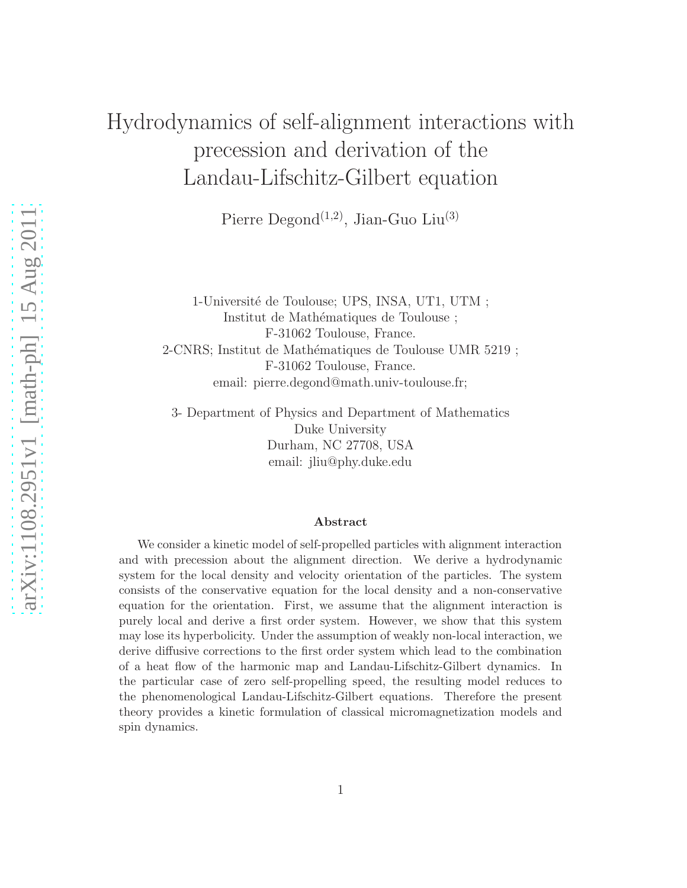# Hydrodynamics of self-alignment interactions with precession and derivation of the Landau-Lifschitz-Gilbert equation

Pierre Degond[1,2], Jian-Guo Liu[3]

1-Université de Toulouse; UPS, INSA, UT1, UTM ;
Institut de Mathématiques de Toulouse ;
F-31062 Toulouse, France.
2-CNRS; Institut de Mathématiques de Toulouse UMR 5219 ;
F-31062 Toulouse, France.
email: pierre.degond@math.univ-toulouse.fr;

3- Department of Physics and Department of Mathematics
Duke University
Durham, NC 27708, USA
email: jliu@phy.duke.edu

### Abstract

We consider a kinetic model of self-propelled particles with alignment interaction and with precession about the alignment direction. We derive a hydrodynamic system for the local density and velocity orientation of the particles. The system consists of the conservative equation for the local density and a non-conservative equation for the orientation. First, we assume that the alignment interaction is purely local and derive a first order system. However, we show that this system may lose its hyperbolicity. Under the assumption of weakly non-local interaction, we derive diffusive corrections to the first order system which lead to the combination of a heat flow of the harmonic map and Landau-Lifschitz-Gilbert dynamics. In the particular case of zero self-propelling speed, the resulting model reduces to the phenomenological Landau-Lifschitz-Gilbert equations. Therefore the present theory provides a kinetic formulation of classical micromagnetization models and spin dynamics.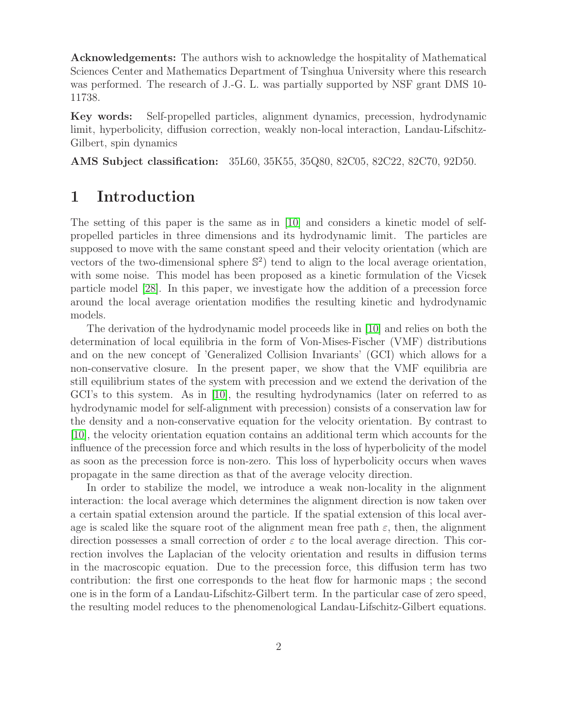**Acknowledgements:** The authors wish to acknowledge the hospitality of Mathematical Sciences Center and Mathematics Department of Tsinghua University where this research was performed. The research of J.-G. L. was partially supported by NSF grant DMS 10-11738.

**Key words:** Self-propelled particles, alignment dynamics, precession, hydrodynamic limit, hyperbolicity, diffusion correction, weakly non-local interaction, Landau-Lifschitz-Gilbert, spin dynamics

**AMS Subject classification:** 35L60, 35K55, 35Q80, 82C05, 82C22, 82C70, 92D50.

# 1 Introduction

The setting of this paper is the same as in [10] and considers a kinetic model of self-propelled particles in three dimensions and its hydrodynamic limit. The particles are supposed to move with the same constant speed and their velocity orientation (which are vectors of the two-dimensional sphere $\mathbb{S}^2$) tend to align to the local average orientation, with some noise. This model has been proposed as a kinetic formulation of the Vicsek particle model [28]. In this paper, we investigate how the addition of a precession force around the local average orientation modifies the resulting kinetic and hydrodynamic models.

The derivation of the hydrodynamic model proceeds like in [10] and relies on both the determination of local equilibria in the form of Von-Mises-Fischer (VMF) distributions and on the new concept of 'Generalized Collision Invariants' (GCI) which allows for a non-conservative closure. In the present paper, we show that the VMF equilibria are still equilibrium states of the system with precession and we extend the derivation of the GCI's to this system. As in [10], the resulting hydrodynamics (later on referred to as hydrodynamic model for self-alignment with precession) consists of a conservation law for the density and a non-conservative equation for the velocity orientation. By contrast to [10], the velocity orientation equation contains an additional term which accounts for the influence of the precession force and which results in the loss of hyperbolicity of the model as soon as the precession force is non-zero. This loss of hyperbolicity occurs when waves propagate in the same direction as that of the average velocity direction.

In order to stabilize the model, we introduce a weak non-locality in the alignment interaction: the local average which determines the alignment direction is now taken over a certain spatial extension around the particle. If the spatial extension of this local average is scaled like the square root of the alignment mean free path $\varepsilon$, then, the alignment direction possesses a small correction of order $\varepsilon$ to the local average direction. This correction involves the Laplacian of the velocity orientation and results in diffusion terms in the macroscopic equation. Due to the precession force, this diffusion term has two contribution: the first one corresponds to the heat flow for harmonic maps ; the second one is in the form of a Landau-Lifschitz-Gilbert term. In the particular case of zero speed, the resulting model reduces to the phenomenological Landau-Lifschitz-Gilbert equations.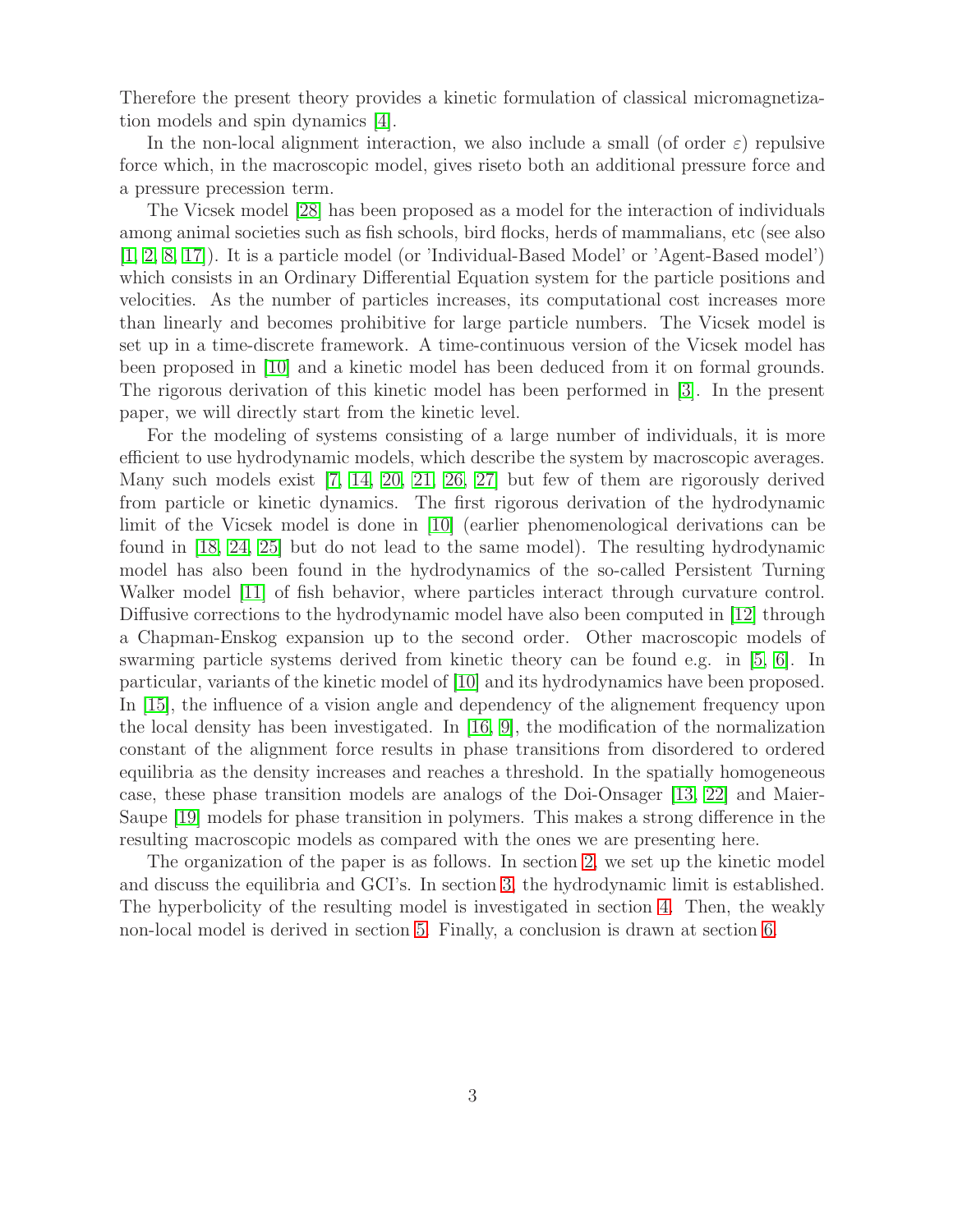Therefore the present theory provides a kinetic formulation of classical micromagnetization models and spin dynamics [4].

In the non-local alignment interaction, we also include a small (of order $\varepsilon$) repulsive force which, in the macroscopic model, gives riseto both an additional pressure force and a pressure precession term.

The Vicsek model [28] has been proposed as a model for the interaction of individuals among animal societies such as fish schools, bird flocks, herds of mammalians, etc (see also [1, 2, 8, 17]). It is a particle model (or 'Individual-Based Model' or 'Agent-Based model') which consists in an Ordinary Differential Equation system for the particle positions and velocities. As the number of particles increases, its computational cost increases more than linearly and becomes prohibitive for large particle numbers. The Vicsek model is set up in a time-discrete framework. A time-continuous version of the Vicsek model has been proposed in [10] and a kinetic model has been deduced from it on formal grounds. The rigorous derivation of this kinetic model has been performed in [3]. In the present paper, we will directly start from the kinetic level.

For the modeling of systems consisting of a large number of individuals, it is more efficient to use hydrodynamic models, which describe the system by macroscopic averages. Many such models exist [7, 14, 20, 21, 26, 27] but few of them are rigorously derived from particle or kinetic dynamics. The first rigorous derivation of the hydrodynamic limit of the Vicsek model is done in [10] (earlier phenomenological derivations can be found in [18, 24, 25] but do not lead to the same model). The resulting hydrodynamic model has also been found in the hydrodynamics of the so-called Persistent Turning Walker model [11] of fish behavior, where particles interact through curvature control. Diffusive corrections to the hydrodynamic model have also been computed in [12] through a Chapman-Enskog expansion up to the second order. Other macroscopic models of swarming particle systems derived from kinetic theory can be found e.g. in [5, 6]. In particular, variants of the kinetic model of [10] and its hydrodynamics have been proposed. In [15], the influence of a vision angle and dependency of the alignement frequency upon the local density has been investigated. In [16, 9], the modification of the normalization constant of the alignment force results in phase transitions from disordered to ordered equilibria as the density increases and reaches a threshold. In the spatially homogeneous case, these phase transition models are analogs of the Doi-Onsager [13, 22] and Maier-Saupe [19] models for phase transition in polymers. This makes a strong difference in the resulting macroscopic models as compared with the ones we are presenting here.

The organization of the paper is as follows. In section 2, we set up the kinetic model and discuss the equilibria and GCI's. In section 3, the hydrodynamic limit is established. The hyperbolicity of the resulting model is investigated in section 4. Then, the weakly non-local model is derived in section 5. Finally, a conclusion is drawn at section 6.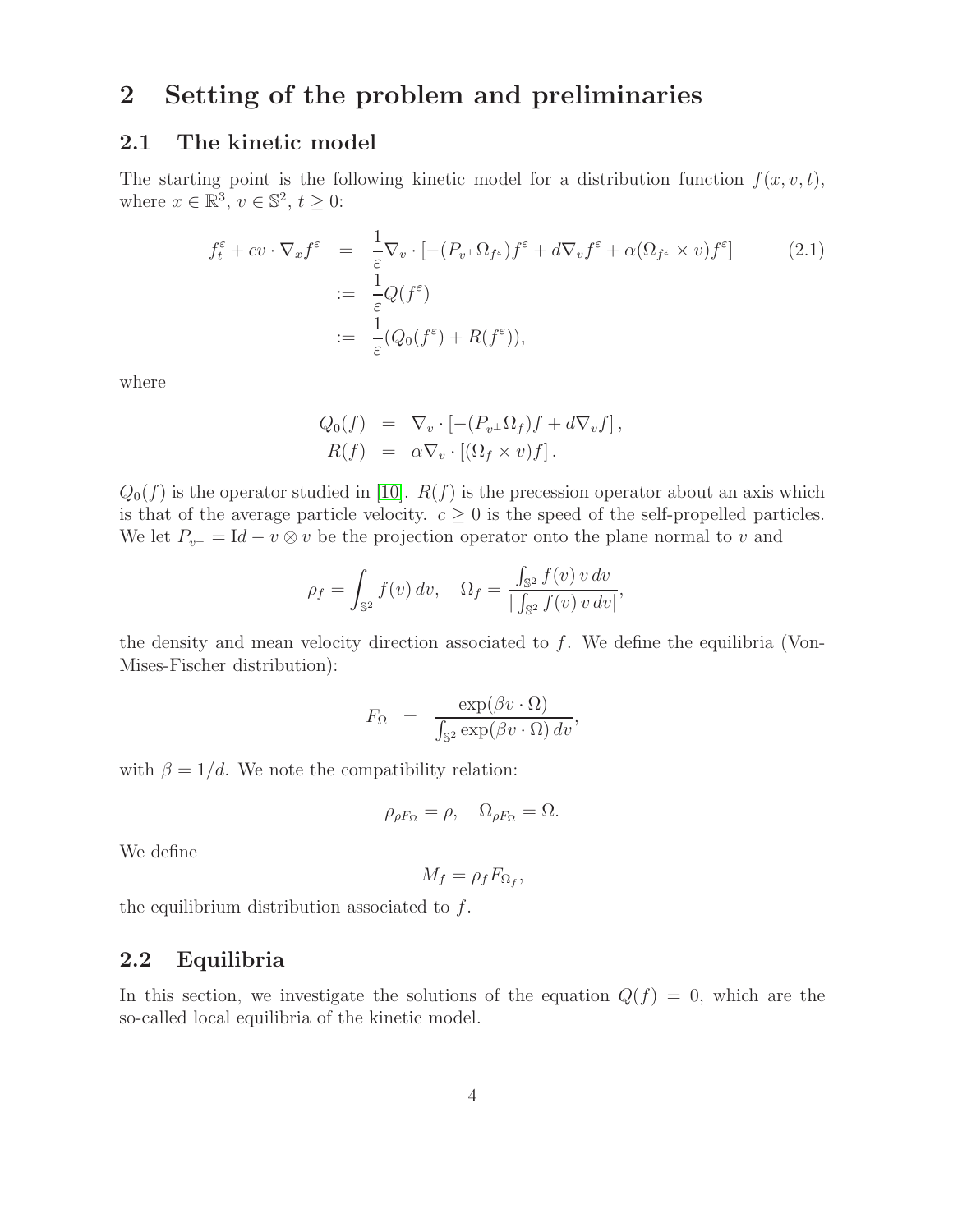# 2 Setting of the problem and preliminaries

## 2.1 The kinetic model

The starting point is the following kinetic model for a distribution function $f(x, v, t)$, where $x \in \mathbb{R}^3$, $v \in \mathbb{S}^2$, $t \geq 0$:

$$
\begin{aligned}
f_t^\varepsilon + cv \cdot \nabla_x f^\varepsilon &= \frac{1}{\varepsilon} \nabla_v \cdot [-(P_{v^\perp} \Omega_{f^\varepsilon}) f^\varepsilon + d \nabla_v f^\varepsilon + \alpha (\Omega_{f^\varepsilon} \times v) f^\varepsilon] \qquad (2.1) \\
&:= \frac{1}{\varepsilon} Q(f^\varepsilon) \\
&:= \frac{1}{\varepsilon} (Q_0(f^\varepsilon) + R(f^\varepsilon)),
\end{aligned}
$$

where

$$
\begin{aligned}
Q_0(f) &= \nabla_v \cdot [-(P_{v^\perp} \Omega_f) f + d \nabla_v f], \\
R(f) &= \alpha \nabla_v \cdot [(\Omega_f \times v) f].
\end{aligned}
$$

$Q_0(f)$ is the operator studied in [10]. $R(f)$ is the precession operator about an axis which is that of the average particle velocity. $c \geq 0$ is the speed of the self-propelled particles. We let $P_{v^\perp} = \mathrm{Id} - v \otimes v$ be the projection operator onto the plane normal to $v$ and

$$
\rho_f = \int_{\mathbb{S}^2} f(v)\, dv, \quad \Omega_f = \frac{\int_{\mathbb{S}^2} f(v)\, v\, dv}{|\int_{\mathbb{S}^2} f(v)\, v\, dv|},
$$

the density and mean velocity direction associated to $f$. We define the equilibria (Von-Mises-Fischer distribution):

$$
F_\Omega = \frac{\exp(\beta v \cdot \Omega)}{\int_{\mathbb{S}^2} \exp(\beta v \cdot \Omega)\, dv},
$$

with $\beta = 1/d$. We note the compatibility relation:

$$
\rho_{\rho F_\Omega} = \rho, \quad \Omega_{\rho F_\Omega} = \Omega.
$$

We define

$$
M_f = \rho_f F_{\Omega_f},
$$

the equilibrium distribution associated to $f$.

## 2.2 Equilibria

In this section, we investigate the solutions of the equation $Q(f) = 0$, which are the so-called local equilibria of the kinetic model.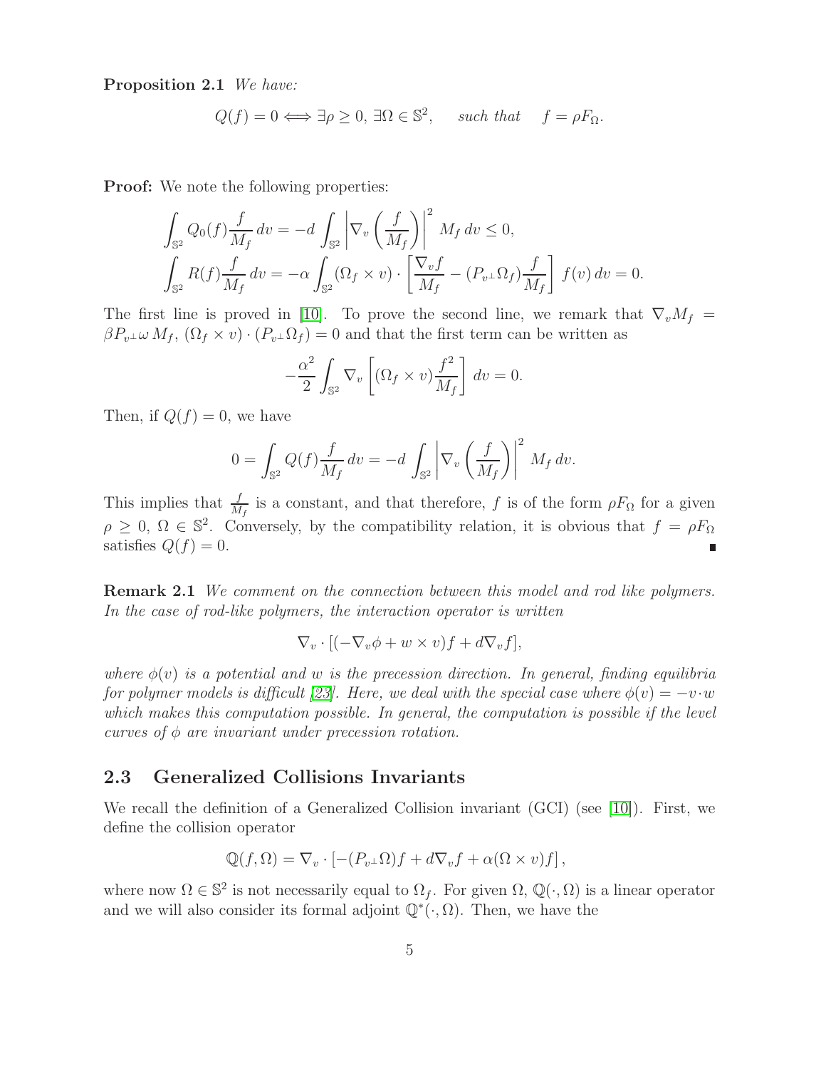**Proposition 2.1** *We have:*

$$Q(f) = 0 \Longleftrightarrow \exists \rho \geq 0,\, \exists \Omega \in \mathbb{S}^2, \quad \textit{such that} \quad f = \rho F_\Omega.$$

**Proof:** We note the following properties:

$$\int_{\mathbb{S}^2} Q_0(f) \frac{f}{M_f}\, dv = -d \int_{\mathbb{S}^2} \left| \nabla_v \left( \frac{f}{M_f} \right) \right|^2 M_f\, dv \leq 0,$$

$$\int_{\mathbb{S}^2} R(f) \frac{f}{M_f}\, dv = -\alpha \int_{\mathbb{S}^2} (\Omega_f \times v) \cdot \left[ \frac{\nabla_v f}{M_f} - (P_{v^\perp} \Omega_f) \frac{f}{M_f} \right] f(v)\, dv = 0.$$

The first line is proved in [10]. To prove the second line, we remark that $\nabla_v M_f = \beta P_{v^\perp} \omega\, M_f$, $(\Omega_f \times v) \cdot (P_{v^\perp} \Omega_f) = 0$ and that the first term can be written as

$$-\frac{\alpha^2}{2} \int_{\mathbb{S}^2} \nabla_v \left[ (\Omega_f \times v) \frac{f^2}{M_f} \right] dv = 0.$$

Then, if $Q(f) = 0$, we have

$$0 = \int_{\mathbb{S}^2} Q(f) \frac{f}{M_f}\, dv = -d \int_{\mathbb{S}^2} \left| \nabla_v \left( \frac{f}{M_f} \right) \right|^2 M_f\, dv.$$

This implies that $\frac{f}{M_f}$ is a constant, and that therefore, $f$ is of the form $\rho F_\Omega$ for a given $\rho \geq 0$, $\Omega \in \mathbb{S}^2$. Conversely, by the compatibility relation, it is obvious that $f = \rho F_\Omega$ satisfies $Q(f) = 0$. ∎

**Remark 2.1** *We comment on the connection between this model and rod like polymers. In the case of rod-like polymers, the interaction operator is written*

$$\nabla_v \cdot [(-\nabla_v \phi + w \times v) f + d \nabla_v f],$$

*where $\phi(v)$ is a potential and $w$ is the precession direction. In general, finding equilibria for polymer models is difficult [23]. Here, we deal with the special case where $\phi(v) = -v \cdot w$ which makes this computation possible. In general, the computation is possible if the level curves of $\phi$ are invariant under precession rotation.*

## 2.3 Generalized Collisions Invariants

We recall the definition of a Generalized Collision invariant (GCI) (see [10]). First, we define the collision operator

$$\mathbb{Q}(f, \Omega) = \nabla_v \cdot \left[ -(P_{v^\perp} \Omega) f + d \nabla_v f + \alpha (\Omega \times v) f \right],$$

where now $\Omega \in \mathbb{S}^2$ is not necessarily equal to $\Omega_f$. For given $\Omega$, $\mathbb{Q}(\cdot, \Omega)$ is a linear operator and we will also consider its formal adjoint $\mathbb{Q}^*(\cdot, \Omega)$. Then, we have the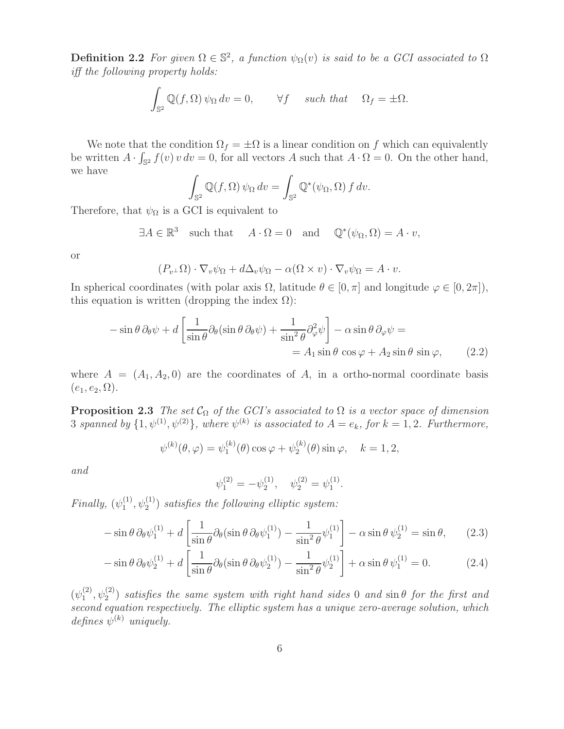**Definition 2.2** *For given $\Omega \in \mathbb{S}^2$, a function $\psi_\Omega(v)$ is said to be a GCI associated to $\Omega$ iff the following property holds:*

$$\int_{\mathbb{S}^2} \mathbb{Q}(f,\Omega)\, \psi_\Omega \, dv = 0, \qquad \forall f \quad \text{such that} \quad \Omega_f = \pm \Omega.$$

We note that the condition $\Omega_f = \pm\Omega$ is a linear condition on $f$ which can equivalently be written $A \cdot \int_{\mathbb{S}^2} f(v)\, v\, dv = 0$, for all vectors $A$ such that $A \cdot \Omega = 0$. On the other hand, we have

$$\int_{\mathbb{S}^2} \mathbb{Q}(f,\Omega)\, \psi_\Omega \, dv = \int_{\mathbb{S}^2} \mathbb{Q}^*(\psi_\Omega, \Omega)\, f \, dv.$$

Therefore, that $\psi_\Omega$ is a GCI is equivalent to

$$\exists A \in \mathbb{R}^3 \quad \text{such that} \quad A \cdot \Omega = 0 \quad \text{and} \quad \mathbb{Q}^*(\psi_\Omega, \Omega) = A \cdot v,$$

or

$$(P_{v^\perp}\Omega) \cdot \nabla_v \psi_\Omega + d \Delta_v \psi_\Omega - \alpha(\Omega \times v) \cdot \nabla_v \psi_\Omega = A \cdot v.$$

In spherical coordinates (with polar axis $\Omega$, latitude $\theta \in [0,\pi]$ and longitude $\varphi \in [0, 2\pi]$), this equation is written (dropping the index $\Omega$):

$$\begin{aligned} -\sin\theta\, \partial_\theta \psi + d\left[\frac{1}{\sin\theta}\partial_\theta(\sin\theta\, \partial_\theta \psi) + \frac{1}{\sin^2\theta}\partial_\varphi^2 \psi\right] - \alpha \sin\theta\, \partial_\varphi \psi = \\ = A_1 \sin\theta\, \cos\varphi + A_2 \sin\theta\, \sin\varphi, \qquad (2.2) \end{aligned}$$

where $A = (A_1, A_2, 0)$ are the coordinates of $A$, in a ortho-normal coordinate basis $(e_1, e_2, \Omega)$.

**Proposition 2.3** *The set $\mathcal{C}_\Omega$ of the GCI's associated to $\Omega$ is a vector space of dimension 3 spanned by $\{1, \psi^{(1)}, \psi^{(2)}\}$, where $\psi^{(k)}$ is associated to $A = e_k$, for $k = 1, 2$. Furthermore,*

$$\psi^{(k)}(\theta, \varphi) = \psi_1^{(k)}(\theta) \cos\varphi + \psi_2^{(k)}(\theta)\sin\varphi, \quad k = 1, 2,$$

*and*

$$\psi_1^{(2)} = -\psi_2^{(1)}, \quad \psi_2^{(2)} = \psi_1^{(1)}.$$

*Finally, $(\psi_1^{(1)}, \psi_2^{(1)})$ satisfies the following elliptic system:*

$$-\sin\theta\, \partial_\theta \psi_1^{(1)} + d\left[\frac{1}{\sin\theta}\partial_\theta(\sin\theta\, \partial_\theta \psi_1^{(1)}) - \frac{1}{\sin^2\theta}\psi_1^{(1)}\right] - \alpha \sin\theta\, \psi_2^{(1)} = \sin\theta, \qquad (2.3)$$

$$-\sin\theta\, \partial_\theta \psi_2^{(1)} + d\left[\frac{1}{\sin\theta}\partial_\theta(\sin\theta\, \partial_\theta \psi_2^{(1)}) - \frac{1}{\sin^2\theta}\psi_2^{(1)}\right] + \alpha \sin\theta\, \psi_1^{(1)} = 0. \qquad (2.4)$$

*$(\psi_1^{(2)}, \psi_2^{(2)})$ satisfies the same system with right hand sides $0$ and $\sin\theta$ for the first and second equation respectively. The elliptic system has a unique zero-average solution, which defines $\psi^{(k)}$ uniquely.*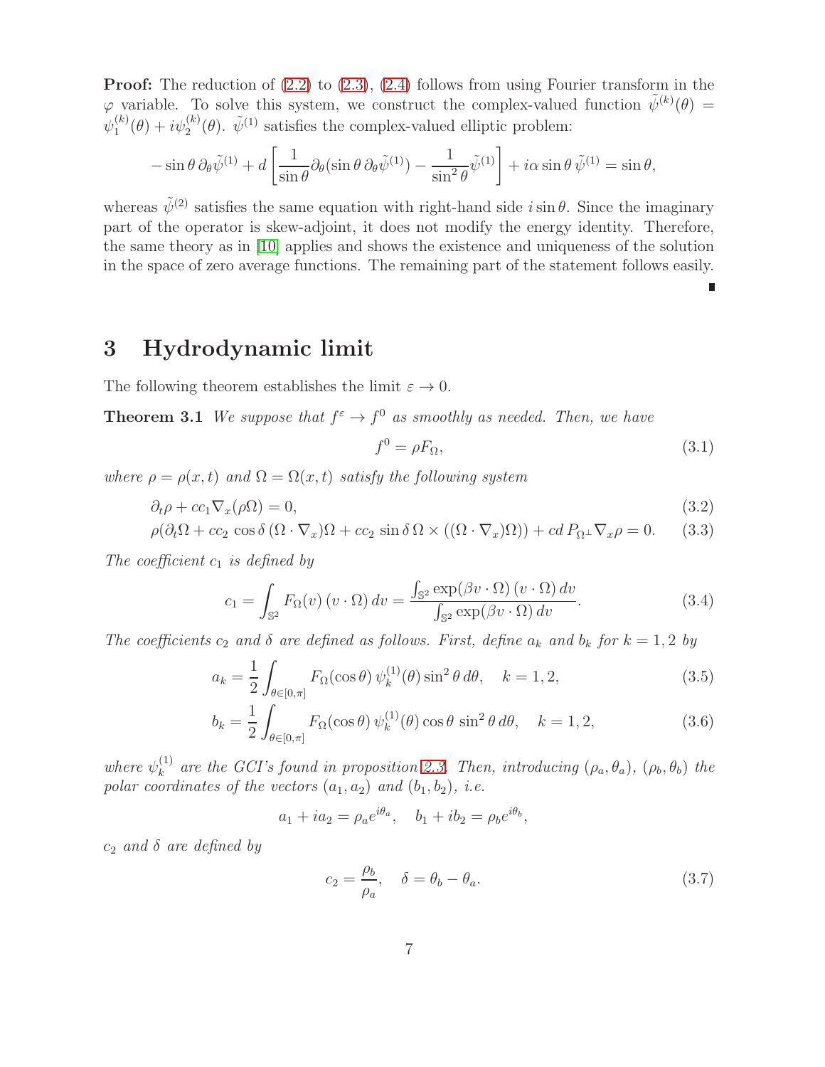**Proof:** The reduction of (2.2) to (2.3), (2.4) follows from using Fourier transform in the $\varphi$ variable. To solve this system, we construct the complex-valued function $\tilde{\psi}^{(k)}(\theta) = \psi_1^{(k)}(\theta) + i\psi_2^{(k)}(\theta)$. $\tilde{\psi}^{(1)}$ satisfies the complex-valued elliptic problem:

$$- \sin\theta \, \partial_\theta \tilde{\psi}^{(1)} + d \left[ \frac{1}{\sin\theta} \partial_\theta (\sin\theta \, \partial_\theta \tilde{\psi}^{(1)}) - \frac{1}{\sin^2\theta} \tilde{\psi}^{(1)} \right] + i\alpha \sin\theta \, \tilde{\psi}^{(1)} = \sin\theta,$$

whereas $\tilde{\psi}^{(2)}$ satisfies the same equation with right-hand side $i \sin\theta$. Since the imaginary part of the operator is skew-adjoint, it does not modify the energy identity. Therefore, the same theory as in [10] applies and shows the existence and uniqueness of the solution in the space of zero average functions. The remaining part of the statement follows easily. ∎

# 3 Hydrodynamic limit

The following theorem establishes the limit $\varepsilon \to 0$.

**Theorem 3.1** *We suppose that $f^\varepsilon \to f^0$ as smoothly as needed. Then, we have*

$$f^0 = \rho F_\Omega, \tag{3.1}$$

*where $\rho = \rho(x,t)$ and $\Omega = \Omega(x,t)$ satisfy the following system*

$$\partial_t \rho + c c_1 \nabla_x (\rho \Omega) = 0, \tag{3.2}$$

$$\rho(\partial_t \Omega + c c_2 \cos\delta \, (\Omega \cdot \nabla_x)\Omega + c c_2 \sin\delta \, \Omega \times ((\Omega \cdot \nabla_x)\Omega)) + c d \, P_{\Omega^\perp} \nabla_x \rho = 0. \tag{3.3}$$

*The coefficient $c_1$ is defined by*

$$c_1 = \int_{\mathbb{S}^2} F_\Omega(v) \, (v \cdot \Omega) \, dv = \frac{\int_{\mathbb{S}^2} \exp(\beta v \cdot \Omega) \, (v \cdot \Omega) \, dv}{\int_{\mathbb{S}^2} \exp(\beta v \cdot \Omega) \, dv}. \tag{3.4}$$

*The coefficients $c_2$ and $\delta$ are defined as follows. First, define $a_k$ and $b_k$ for $k = 1, 2$ by*

$$a_k = \frac{1}{2} \int_{\theta \in [0,\pi]} F_\Omega(\cos\theta) \, \psi_k^{(1)}(\theta) \sin^2\theta \, d\theta, \quad k = 1, 2, \tag{3.5}$$

$$b_k = \frac{1}{2} \int_{\theta \in [0,\pi]} F_\Omega(\cos\theta) \, \psi_k^{(1)}(\theta) \cos\theta \, \sin^2\theta \, d\theta, \quad k = 1, 2, \tag{3.6}$$

*where $\psi_k^{(1)}$ are the GCI's found in proposition 2.3. Then, introducing $(\rho_a, \theta_a)$, $(\rho_b, \theta_b)$ the polar coordinates of the vectors $(a_1, a_2)$ and $(b_1, b_2)$, i.e.*

$$a_1 + i a_2 = \rho_a e^{i\theta_a}, \quad b_1 + i b_2 = \rho_b e^{i\theta_b},$$

*$c_2$ and $\delta$ are defined by*

$$c_2 = \frac{\rho_b}{\rho_a}, \quad \delta = \theta_b - \theta_a. \tag{3.7}$$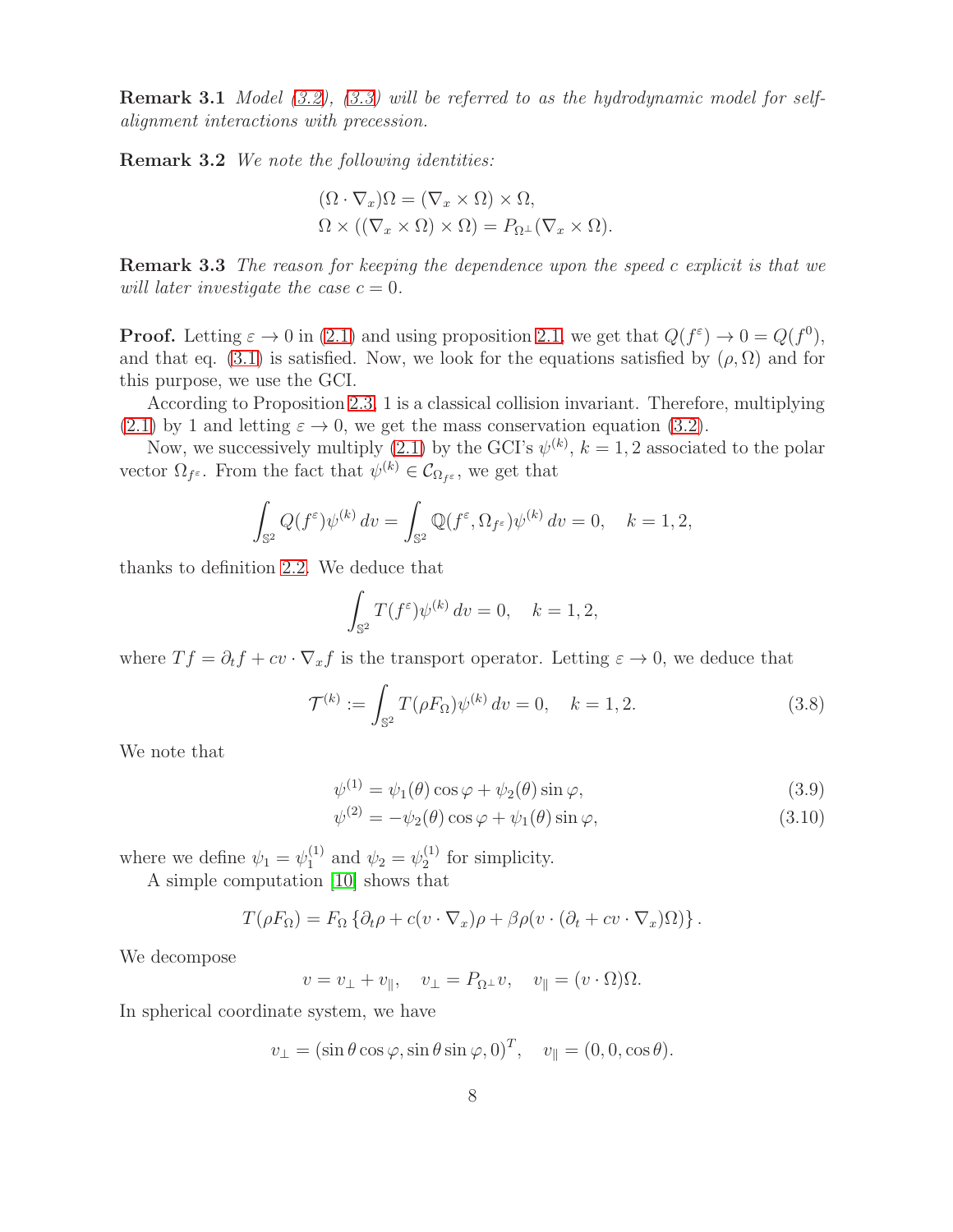**Remark 3.1** *Model (3.2), (3.3) will be referred to as the hydrodynamic model for self-alignment interactions with precession.*

**Remark 3.2** *We note the following identities:*

$$
\begin{aligned}
&(\Omega \cdot \nabla_x)\Omega = (\nabla_x \times \Omega) \times \Omega, \\
&\Omega \times ((\nabla_x \times \Omega) \times \Omega) = P_{\Omega^\perp}(\nabla_x \times \Omega).
\end{aligned}
$$

**Remark 3.3** *The reason for keeping the dependence upon the speed $c$ explicit is that we will later investigate the case $c = 0$.*

**Proof.** Letting $\varepsilon \to 0$ in (2.1) and using proposition 2.1, we get that $Q(f^\varepsilon) \to 0 = Q(f^0)$, and that eq. (3.1) is satisfied. Now, we look for the equations satisfied by $(\rho, \Omega)$ and for this purpose, we use the GCI.

According to Proposition 2.3, 1 is a classical collision invariant. Therefore, multiplying (2.1) by 1 and letting $\varepsilon \to 0$, we get the mass conservation equation (3.2).

Now, we successively multiply (2.1) by the GCI's $\psi^{(k)}$, $k = 1, 2$ associated to the polar vector $\Omega_{f^\varepsilon}$. From the fact that $\psi^{(k)} \in \mathcal{C}_{\Omega_{f^\varepsilon}}$, we get that

$$
\int_{\mathbb{S}^2} Q(f^\varepsilon)\psi^{(k)}\, dv = \int_{\mathbb{S}^2} \mathbb{Q}(f^\varepsilon, \Omega_{f^\varepsilon})\psi^{(k)}\, dv = 0, \quad k = 1, 2,
$$

thanks to definition 2.2. We deduce that

$$
\int_{\mathbb{S}^2} T(f^\varepsilon)\psi^{(k)}\, dv = 0, \quad k = 1, 2,
$$

where $Tf = \partial_t f + cv \cdot \nabla_x f$ is the transport operator. Letting $\varepsilon \to 0$, we deduce that

$$
\mathcal{T}^{(k)} := \int_{\mathbb{S}^2} T(\rho F_\Omega)\psi^{(k)}\, dv = 0, \quad k = 1, 2. \tag{3.8}
$$

We note that

$$
\psi^{(1)} = \psi_1(\theta)\cos\varphi + \psi_2(\theta)\sin\varphi, \tag{3.9}
$$

$$
\psi^{(2)} = -\psi_2(\theta)\cos\varphi + \psi_1(\theta)\sin\varphi, \tag{3.10}
$$

where we define $\psi_1 = \psi_1^{(1)}$ and $\psi_2 = \psi_2^{(1)}$ for simplicity.

A simple computation [10] shows that

$$
T(\rho F_\Omega) = F_\Omega \left\{ \partial_t \rho + c(v \cdot \nabla_x)\rho + \beta\rho(v \cdot (\partial_t + cv \cdot \nabla_x)\Omega) \right\}.
$$

We decompose

$$
v = v_\perp + v_\parallel, \quad v_\perp = P_{\Omega^\perp} v, \quad v_\parallel = (v \cdot \Omega)\Omega.
$$

In spherical coordinate system, we have

$$
v_\perp = (\sin\theta\cos\varphi, \sin\theta\sin\varphi, 0)^T, \quad v_\parallel = (0, 0, \cos\theta).
$$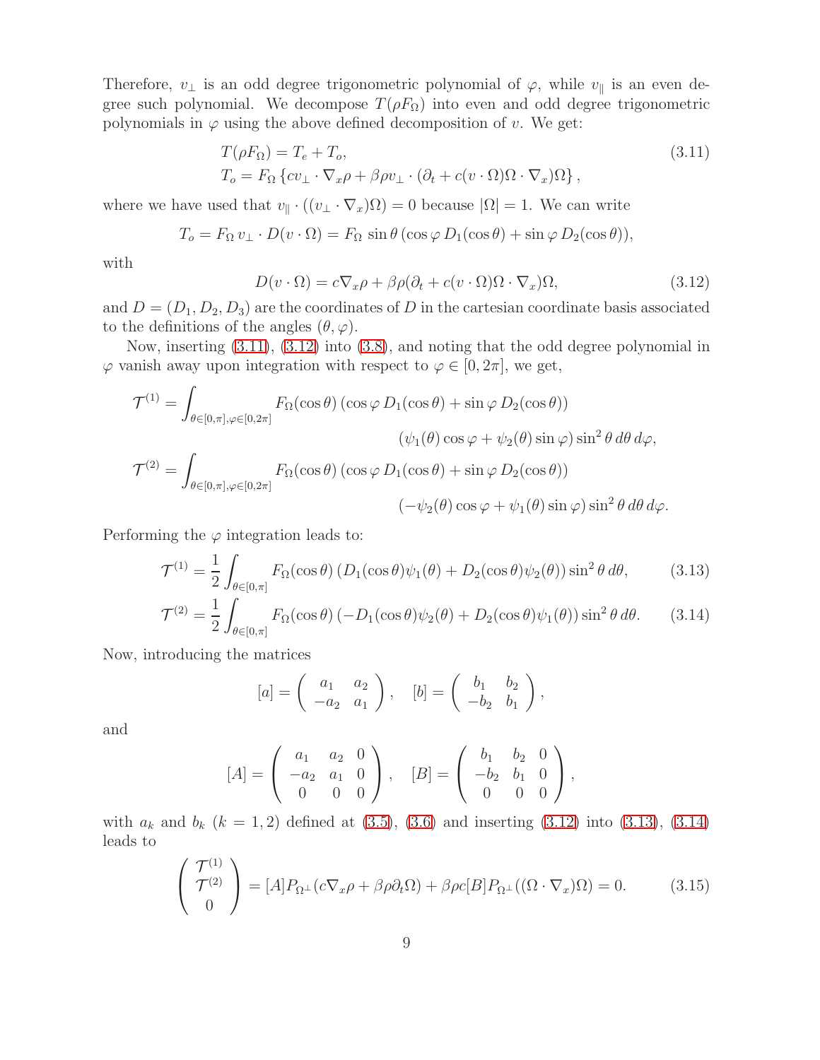Therefore, $v_\perp$ is an odd degree trigonometric polynomial of $\varphi$, while $v_\parallel$ is an even degree such polynomial. We decompose $T(\rho F_\Omega)$ into even and odd degree trigonometric polynomials in $\varphi$ using the above defined decomposition of $v$. We get:

$$
\begin{aligned}
&T(\rho F_\Omega) = T_e + T_o, \\
&T_o = F_\Omega \left\{ c v_\perp \cdot \nabla_x \rho + \beta \rho v_\perp \cdot (\partial_t + c(v\cdot\Omega)\Omega \cdot \nabla_x)\Omega \right\},
\end{aligned}
\tag{3.11}
$$

where we have used that $v_\parallel \cdot ((v_\perp \cdot \nabla_x)\Omega) = 0$ because $|\Omega| = 1$. We can write

$$
T_o = F_\Omega \, v_\perp \cdot D(v\cdot\Omega) = F_\Omega \, \sin\theta \, (\cos\varphi \, D_1(\cos\theta) + \sin\varphi \, D_2(\cos\theta)),
$$

with

$$
D(v\cdot\Omega) = c\nabla_x \rho + \beta\rho(\partial_t + c(v\cdot\Omega)\Omega\cdot\nabla_x)\Omega, \tag{3.12}
$$

and $D = (D_1, D_2, D_3)$ are the coordinates of $D$ in the cartesian coordinate basis associated to the definitions of the angles $(\theta, \varphi)$.

Now, inserting (3.11), (3.12) into (3.8), and noting that the odd degree polynomial in $\varphi$ vanish away upon integration with respect to $\varphi \in [0, 2\pi]$, we get,

$$
\begin{aligned}
\mathcal{T}^{(1)} = \int_{\theta\in[0,\pi],\varphi\in[0,2\pi]} & F_\Omega(\cos\theta)\,(\cos\varphi\, D_1(\cos\theta) + \sin\varphi\, D_2(\cos\theta)) \\
& (\psi_1(\theta)\cos\varphi + \psi_2(\theta)\sin\varphi)\sin^2\theta \, d\theta\, d\varphi, \\
\mathcal{T}^{(2)} = \int_{\theta\in[0,\pi],\varphi\in[0,2\pi]} & F_\Omega(\cos\theta)\,(\cos\varphi\, D_1(\cos\theta) + \sin\varphi\, D_2(\cos\theta)) \\
& (-\psi_2(\theta)\cos\varphi + \psi_1(\theta)\sin\varphi)\sin^2\theta \, d\theta\, d\varphi.
\end{aligned}
$$

Performing the $\varphi$ integration leads to:

$$
\mathcal{T}^{(1)} = \frac{1}{2}\int_{\theta\in[0,\pi]} F_\Omega(\cos\theta)\,(D_1(\cos\theta)\psi_1(\theta) + D_2(\cos\theta)\psi_2(\theta))\sin^2\theta\, d\theta, \tag{3.13}
$$

$$
\mathcal{T}^{(2)} = \frac{1}{2}\int_{\theta\in[0,\pi]} F_\Omega(\cos\theta)\,(-D_1(\cos\theta)\psi_2(\theta) + D_2(\cos\theta)\psi_1(\theta))\sin^2\theta\, d\theta. \tag{3.14}
$$

Now, introducing the matrices

$$
[a] = \begin{pmatrix} a_1 & a_2 \\ -a_2 & a_1 \end{pmatrix}, \quad [b] = \begin{pmatrix} b_1 & b_2 \\ -b_2 & b_1 \end{pmatrix},
$$

and

$$
[A] = \begin{pmatrix} a_1 & a_2 & 0 \\ -a_2 & a_1 & 0 \\ 0 & 0 & 0 \end{pmatrix}, \quad [B] = \begin{pmatrix} b_1 & b_2 & 0 \\ -b_2 & b_1 & 0 \\ 0 & 0 & 0 \end{pmatrix},
$$

with $a_k$ and $b_k$ ($k = 1, 2$) defined at (3.5), (3.6) and inserting (3.12) into (3.13), (3.14) leads to

$$
\begin{pmatrix} \mathcal{T}^{(1)} \\ \mathcal{T}^{(2)} \\ 0 \end{pmatrix} = [A]P_{\Omega^\perp}(c\nabla_x\rho + \beta\rho\partial_t\Omega) + \beta\rho c[B]P_{\Omega^\perp}((\Omega\cdot\nabla_x)\Omega) = 0. \tag{3.15}
$$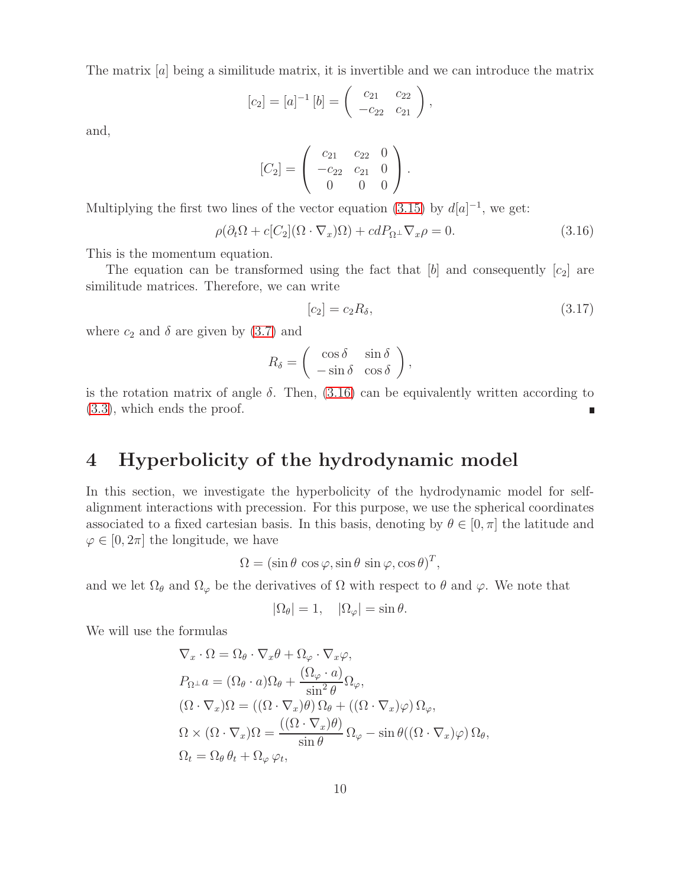The matrix $[a]$ being a similitude matrix, it is invertible and we can introduce the matrix

$$[c_2] = [a]^{-1}\,[b] = \begin{pmatrix} c_{21} & c_{22} \\ -c_{22} & c_{21} \end{pmatrix},$$

and,

$$[C_2] = \begin{pmatrix} c_{21} & c_{22} & 0 \\ -c_{22} & c_{21} & 0 \\ 0 & 0 & 0 \end{pmatrix}.$$

Multiplying the first two lines of the vector equation (3.15) by $d[a]^{-1}$, we get:

$$\rho(\partial_t \Omega + c[C_2](\Omega \cdot \nabla_x)\Omega) + cdP_{\Omega^\perp}\nabla_x \rho = 0. \tag{3.16}$$

This is the momentum equation.

The equation can be transformed using the fact that $[b]$ and consequently $[c_2]$ are similitude matrices. Therefore, we can write

$$[c_2] = c_2 R_\delta, \tag{3.17}$$

where $c_2$ and $\delta$ are given by (3.7) and

$$R_\delta = \begin{pmatrix} \cos\delta & \sin\delta \\ -\sin\delta & \cos\delta \end{pmatrix},$$

is the rotation matrix of angle $\delta$. Then, (3.16) can be equivalently written according to (3.3), which ends the proof. ∎

# 4 Hyperbolicity of the hydrodynamic model

In this section, we investigate the hyperbolicity of the hydrodynamic model for self-alignment interactions with precession. For this purpose, we use the spherical coordinates associated to a fixed cartesian basis. In this basis, denoting by $\theta \in [0,\pi]$ the latitude and $\varphi \in [0, 2\pi]$ the longitude, we have

$$\Omega = (\sin\theta\,\cos\varphi, \sin\theta\,\sin\varphi, \cos\theta)^T,$$

and we let $\Omega_\theta$ and $\Omega_\varphi$ be the derivatives of $\Omega$ with respect to $\theta$ and $\varphi$. We note that

$$|\Omega_\theta| = 1, \quad |\Omega_\varphi| = \sin\theta.$$

We will use the formulas

$$\begin{aligned}
&\nabla_x \cdot \Omega = \Omega_\theta \cdot \nabla_x \theta + \Omega_\varphi \cdot \nabla_x \varphi, \\
&P_{\Omega^\perp} a = (\Omega_\theta \cdot a)\Omega_\theta + \frac{(\Omega_\varphi \cdot a)}{\sin^2\theta}\Omega_\varphi, \\
&(\Omega \cdot \nabla_x)\Omega = ((\Omega \cdot \nabla_x)\theta)\,\Omega_\theta + ((\Omega \cdot \nabla_x)\varphi)\,\Omega_\varphi, \\
&\Omega \times (\Omega \cdot \nabla_x)\Omega = \frac{((\Omega \cdot \nabla_x)\theta)}{\sin\theta}\,\Omega_\varphi - \sin\theta((\Omega \cdot \nabla_x)\varphi)\,\Omega_\theta, \\
&\Omega_t = \Omega_\theta\,\theta_t + \Omega_\varphi\,\varphi_t,
\end{aligned}$$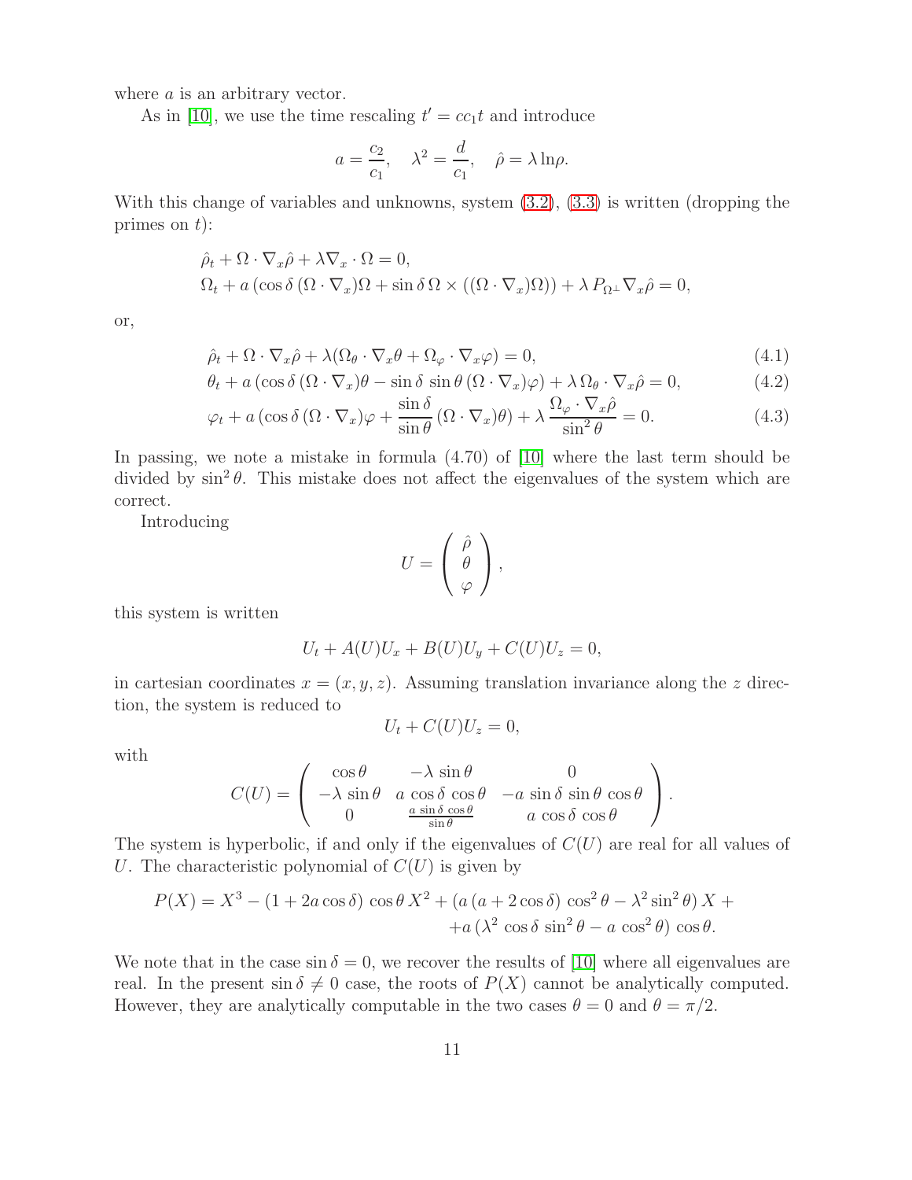where $a$ is an arbitrary vector.

As in [10], we use the time rescaling $t' = cc_1 t$ and introduce

$$a = \frac{c_2}{c_1}, \quad \lambda^2 = \frac{d}{c_1}, \quad \hat{\rho} = \lambda \ln \rho.$$

With this change of variables and unknowns, system (3.2), (3.3) is written (dropping the primes on $t$):

$$\hat{\rho}_t + \Omega \cdot \nabla_x \hat{\rho} + \lambda \nabla_x \cdot \Omega = 0,$$
$$\Omega_t + a \left( \cos\delta \, (\Omega \cdot \nabla_x)\Omega + \sin\delta \, \Omega \times ((\Omega \cdot \nabla_x)\Omega) \right) + \lambda \, P_{\Omega^\perp} \nabla_x \hat{\rho} = 0,$$

or,

$$\hat{\rho}_t + \Omega \cdot \nabla_x \hat{\rho} + \lambda (\Omega_\theta \cdot \nabla_x \theta + \Omega_\varphi \cdot \nabla_x \varphi) = 0, \tag{4.1}$$

$$\theta_t + a \left( \cos\delta \, (\Omega \cdot \nabla_x)\theta - \sin\delta \, \sin\theta \, (\Omega \cdot \nabla_x)\varphi \right) + \lambda \, \Omega_\theta \cdot \nabla_x \hat{\rho} = 0, \tag{4.2}$$

$$\varphi_t + a \left( \cos\delta \, (\Omega \cdot \nabla_x)\varphi + \frac{\sin\delta}{\sin\theta} \, (\Omega \cdot \nabla_x)\theta \right) + \lambda \, \frac{\Omega_\varphi \cdot \nabla_x \hat{\rho}}{\sin^2\theta} = 0. \tag{4.3}$$

In passing, we note a mistake in formula (4.70) of [10] where the last term should be divided by $\sin^2\theta$. This mistake does not affect the eigenvalues of the system which are correct.

Introducing

$$U = \begin{pmatrix} \hat{\rho} \\ \theta \\ \varphi \end{pmatrix},$$

this system is written

$$U_t + A(U) U_x + B(U) U_y + C(U) U_z = 0,$$

in cartesian coordinates $x = (x, y, z)$. Assuming translation invariance along the $z$ direction, the system is reduced to

$$U_t + C(U) U_z = 0,$$

with

$$C(U) = \begin{pmatrix} \cos\theta & -\lambda \, \sin\theta & 0 \\ -\lambda \, \sin\theta & a \, \cos\delta \, \cos\theta & -a \, \sin\delta \, \sin\theta \, \cos\theta \\ 0 & \frac{a \, \sin\delta \, \cos\theta}{\sin\theta} & a \, \cos\delta \, \cos\theta \end{pmatrix}.$$

The system is hyperbolic, if and only if the eigenvalues of $C(U)$ are real for all values of $U$. The characteristic polynomial of $C(U)$ is given by

$$P(X) = X^3 - (1 + 2a\cos\delta) \, \cos\theta \, X^2 + \left( a \, (a + 2\cos\delta) \, \cos^2\theta - \lambda^2 \sin^2\theta \right) X +$$
$$+ a \left( \lambda^2 \, \cos\delta \, \sin^2\theta - a \, \cos^2\theta \right) \cos\theta.$$

We note that in the case $\sin\delta = 0$, we recover the results of [10] where all eigenvalues are real. In the present $\sin\delta \neq 0$ case, the roots of $P(X)$ cannot be analytically computed. However, they are analytically computable in the two cases $\theta = 0$ and $\theta = \pi/2$.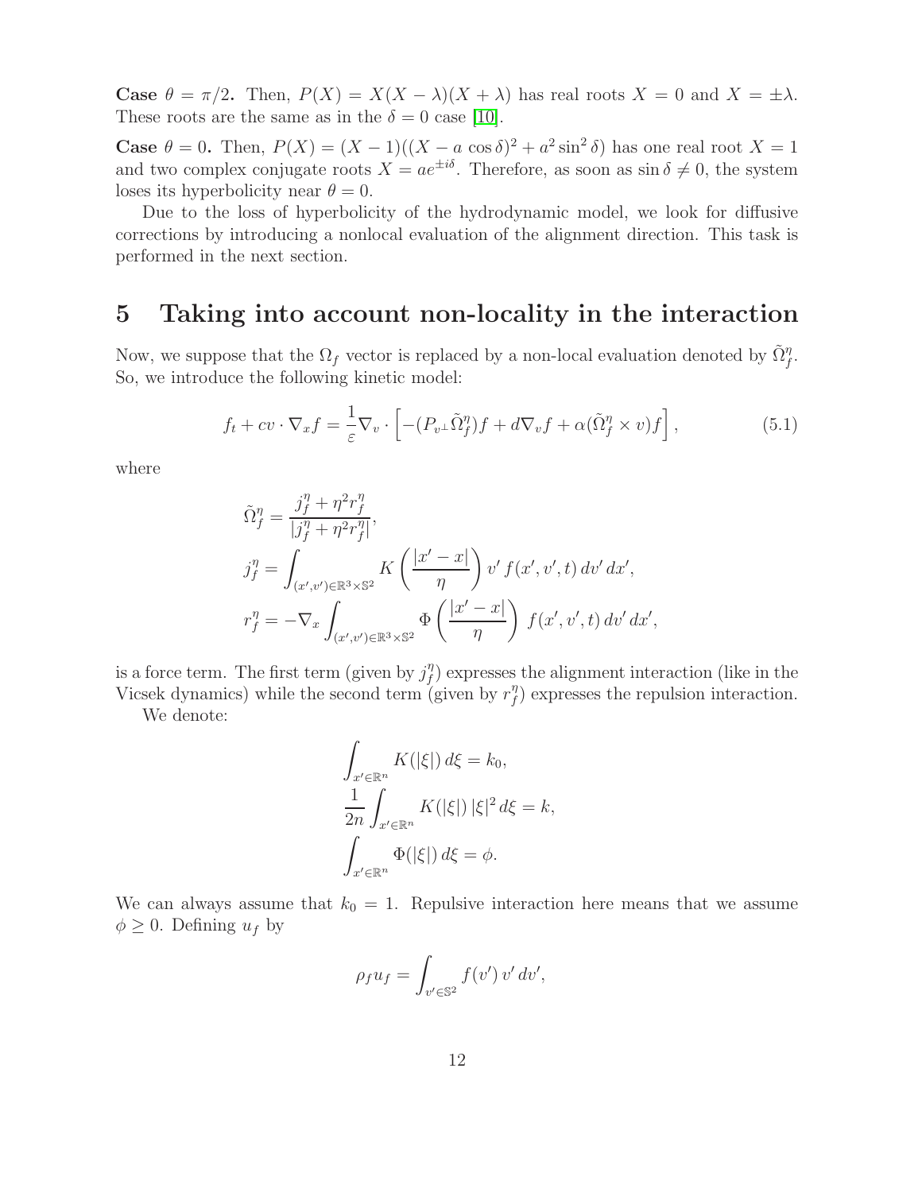**Case $\theta = \pi/2$.** Then, $P(X) = X(X-\lambda)(X+\lambda)$ has real roots $X = 0$ and $X = \pm\lambda$. These roots are the same as in the $\delta = 0$ case [10].

**Case $\theta = 0$.** Then, $P(X) = (X-1)((X - a\,\cos\delta)^2 + a^2 \sin^2\delta)$ has one real root $X = 1$ and two complex conjugate roots $X = ae^{\pm i\delta}$. Therefore, as soon as $\sin\delta \neq 0$, the system loses its hyperbolicity near $\theta = 0$.

Due to the loss of hyperbolicity of the hydrodynamic model, we look for diffusive corrections by introducing a nonlocal evaluation of the alignment direction. This task is performed in the next section.

# 5 Taking into account non-locality in the interaction

Now, we suppose that the $\Omega_f$ vector is replaced by a non-local evaluation denoted by $\tilde{\Omega}_f^\eta$. So, we introduce the following kinetic model:

$$f_t + cv \cdot \nabla_x f = \frac{1}{\varepsilon} \nabla_v \cdot \left[ -(P_{v^\perp} \tilde{\Omega}_f^\eta) f + d\nabla_v f + \alpha (\tilde{\Omega}_f^\eta \times v) f \right], \tag{5.1}$$

where

$$\tilde{\Omega}_f^\eta = \frac{j_f^\eta + \eta^2 r_f^\eta}{|j_f^\eta + \eta^2 r_f^\eta|},$$

$$j_f^\eta = \int_{(x',v') \in \mathbb{R}^3 \times \mathbb{S}^2} K\left(\frac{|x'-x|}{\eta}\right) v' \, f(x', v', t) \, dv' \, dx',$$

$$r_f^\eta = -\nabla_x \int_{(x',v') \in \mathbb{R}^3 \times \mathbb{S}^2} \Phi\left(\frac{|x'-x|}{\eta}\right) \, f(x', v', t) \, dv' \, dx',$$

is a force term. The first term (given by $j_f^\eta$) expresses the alignment interaction (like in the Vicsek dynamics) while the second term (given by $r_f^\eta$) expresses the repulsion interaction.

We denote:

$$\int_{x' \in \mathbb{R}^n} K(|\xi|) \, d\xi = k_0,$$

$$\frac{1}{2n} \int_{x' \in \mathbb{R}^n} K(|\xi|) \, |\xi|^2 \, d\xi = k,$$

$$\int_{x' \in \mathbb{R}^n} \Phi(|\xi|) \, d\xi = \phi.$$

We can always assume that $k_0 = 1$. Repulsive interaction here means that we assume $\phi \geq 0$. Defining $u_f$ by

$$\rho_f u_f = \int_{v' \in \mathbb{S}^2} f(v') \, v' \, dv',$$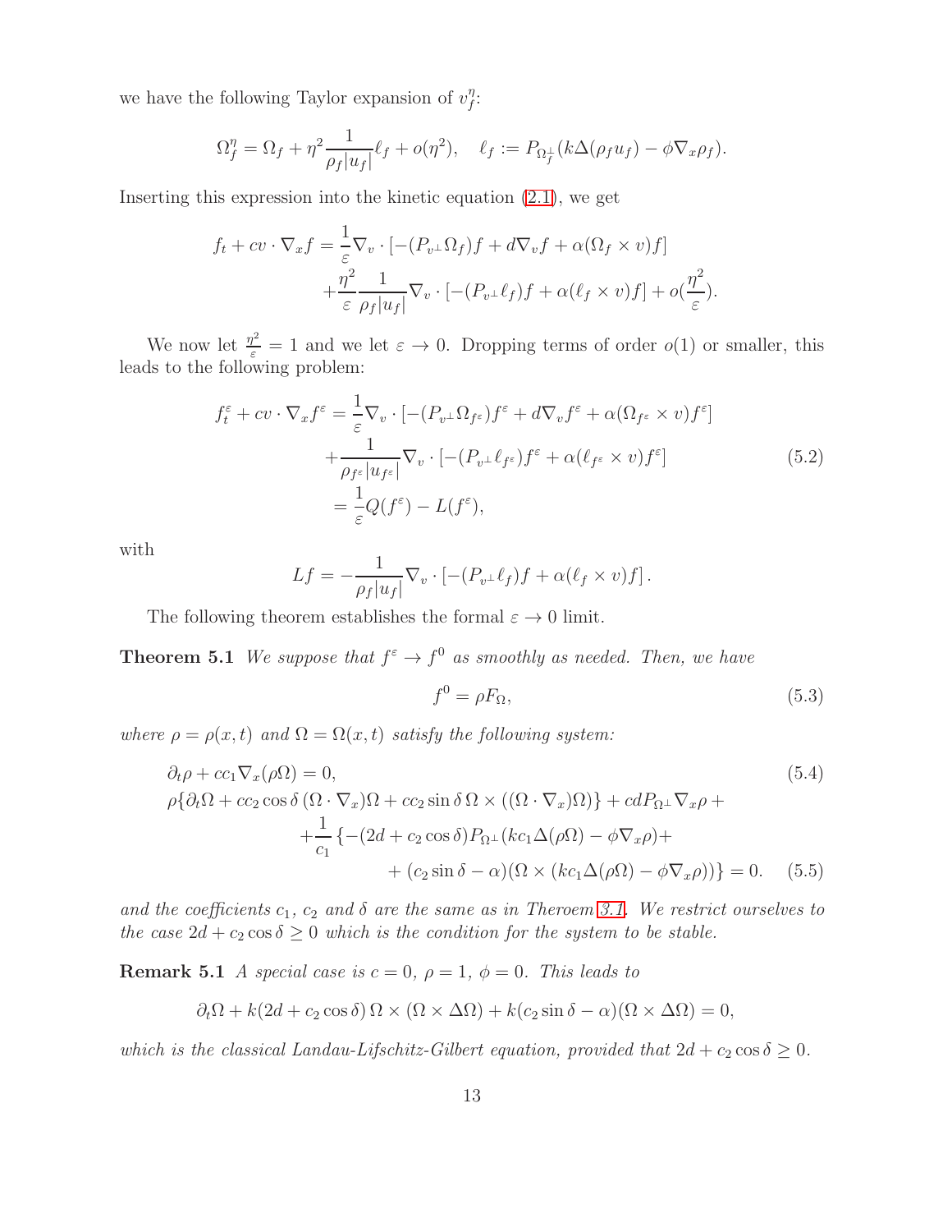we have the following Taylor expansion of $v_f^\eta$:

$$\Omega_f^\eta = \Omega_f + \eta^2 \frac{1}{\rho_f |u_f|} \ell_f + o(\eta^2), \quad \ell_f := P_{\Omega_f^\perp}(k\Delta(\rho_f u_f) - \phi \nabla_x \rho_f).$$

Inserting this expression into the kinetic equation (2.1), we get

$$\begin{aligned} f_t + cv \cdot \nabla_x f &= \frac{1}{\varepsilon} \nabla_v \cdot [-(P_{v^\perp} \Omega_f) f + d \nabla_v f + \alpha(\Omega_f \times v) f] \\ &\quad + \frac{\eta^2}{\varepsilon} \frac{1}{\rho_f |u_f|} \nabla_v \cdot [-(P_{v^\perp} \ell_f) f + \alpha(\ell_f \times v) f] + o(\frac{\eta^2}{\varepsilon}). \end{aligned}$$

We now let $\frac{\eta^2}{\varepsilon} = 1$ and we let $\varepsilon \to 0$. Dropping terms of order $o(1)$ or smaller, this leads to the following problem:

$$\begin{aligned} f_t^\varepsilon + cv \cdot \nabla_x f^\varepsilon &= \frac{1}{\varepsilon} \nabla_v \cdot [-(P_{v^\perp} \Omega_{f^\varepsilon}) f^\varepsilon + d \nabla_v f^\varepsilon + \alpha(\Omega_{f^\varepsilon} \times v) f^\varepsilon] \\ &\quad + \frac{1}{\rho_{f^\varepsilon} |u_{f^\varepsilon}|} \nabla_v \cdot [-(P_{v^\perp} \ell_{f^\varepsilon}) f^\varepsilon + \alpha(\ell_{f^\varepsilon} \times v) f^\varepsilon] \\ &= \frac{1}{\varepsilon} Q(f^\varepsilon) - L(f^\varepsilon), \end{aligned} \tag{5.2}$$

with

$$Lf = -\frac{1}{\rho_f |u_f|} \nabla_v \cdot [-(P_{v^\perp} \ell_f) f + \alpha(\ell_f \times v) f].$$

The following theorem establishes the formal $\varepsilon \to 0$ limit.

**Theorem 5.1** *We suppose that $f^\varepsilon \to f^0$ as smoothly as needed. Then, we have*

$$f^0 = \rho F_\Omega, \tag{5.3}$$

*where $\rho = \rho(x,t)$ and $\Omega = \Omega(x,t)$ satisfy the following system:*

$$\partial_t \rho + cc_1 \nabla_x (\rho \Omega) = 0, \tag{5.4}$$

$$\begin{aligned} &\rho\{\partial_t \Omega + cc_2 \cos\delta\, (\Omega \cdot \nabla_x)\Omega + cc_2 \sin\delta\, \Omega \times ((\Omega \cdot \nabla_x)\Omega)\} + cdP_{\Omega^\perp} \nabla_x \rho + \\ &\quad + \frac{1}{c_1} \{-(2d + c_2 \cos\delta) P_{\Omega^\perp}(kc_1 \Delta(\rho\Omega) - \phi \nabla_x \rho) + \\ &\quad\quad + (c_2 \sin\delta - \alpha)(\Omega \times (kc_1 \Delta(\rho\Omega) - \phi \nabla_x \rho))\} = 0. \end{aligned} \tag{5.5}$$

*and the coefficients $c_1$, $c_2$ and $\delta$ are the same as in Theroem 3.1. We restrict ourselves to the case $2d + c_2 \cos\delta \geq 0$ which is the condition for the system to be stable.*

**Remark 5.1** *A special case is $c = 0$, $\rho = 1$, $\phi = 0$. This leads to*

$$\partial_t \Omega + k(2d + c_2 \cos\delta)\, \Omega \times (\Omega \times \Delta\Omega) + k(c_2 \sin\delta - \alpha)(\Omega \times \Delta\Omega) = 0,$$

*which is the classical Landau-Lifschitz-Gilbert equation, provided that $2d + c_2 \cos\delta \geq 0$.*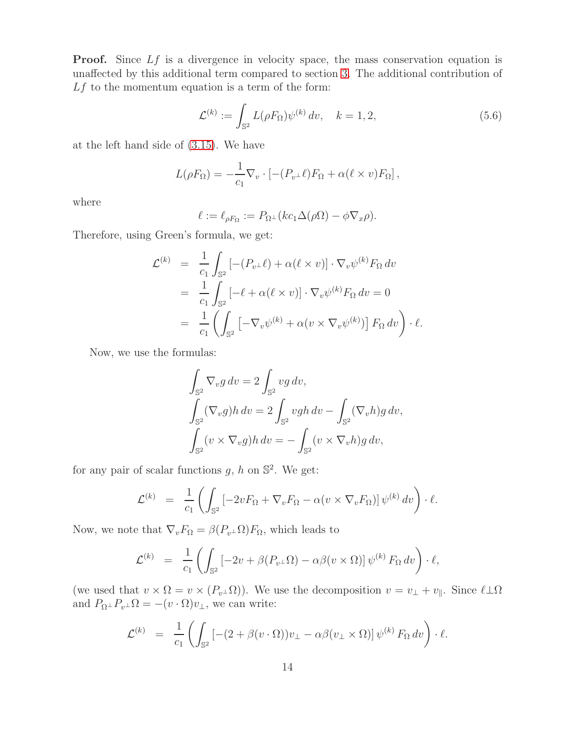**Proof.** Since $Lf$ is a divergence in velocity space, the mass conservation equation is unaffected by this additional term compared to section 3. The additional contribution of $Lf$ to the momentum equation is a term of the form:

$$\mathcal{L}^{(k)} := \int_{\mathbb{S}^2} L(\rho F_\Omega)\psi^{(k)}\, dv, \quad k = 1, 2, \tag{5.6}$$

at the left hand side of (3.15). We have

$$L(\rho F_\Omega) = -\frac{1}{c_1}\nabla_v \cdot \left[-(P_{v^\perp}\ell)F_\Omega + \alpha(\ell \times v)F_\Omega\right],$$

where

$$\ell := \ell_{\rho F_\Omega} := P_{\Omega^\perp}(kc_1\Delta(\rho\Omega) - \phi\nabla_x\rho).$$

Therefore, using Green's formula, we get:

$$\begin{aligned}
\mathcal{L}^{(k)} &= \frac{1}{c_1}\int_{\mathbb{S}^2}\left[-(P_{v^\perp}\ell) + \alpha(\ell \times v)\right]\cdot \nabla_v\psi^{(k)} F_\Omega\, dv \\
&= \frac{1}{c_1}\int_{\mathbb{S}^2}\left[-\ell + \alpha(\ell \times v)\right]\cdot \nabla_v\psi^{(k)} F_\Omega\, dv = 0 \\
&= \frac{1}{c_1}\left(\int_{\mathbb{S}^2}\left[-\nabla_v\psi^{(k)} + \alpha(v \times \nabla_v\psi^{(k)})\right] F_\Omega\, dv\right)\cdot \ell.
\end{aligned}$$

Now, we use the formulas:

$$\begin{aligned}
&\int_{\mathbb{S}^2} \nabla_v g\, dv = 2\int_{\mathbb{S}^2} vg\, dv, \\
&\int_{\mathbb{S}^2} (\nabla_v g)h\, dv = 2\int_{\mathbb{S}^2} vgh\, dv - \int_{\mathbb{S}^2}(\nabla_v h)g\, dv, \\
&\int_{\mathbb{S}^2} (v \times \nabla_v g)h\, dv = -\int_{\mathbb{S}^2}(v \times \nabla_v h)g\, dv,
\end{aligned}$$

for any pair of scalar functions $g$, $h$ on $\mathbb{S}^2$. We get:

$$\mathcal{L}^{(k)} = \frac{1}{c_1}\left(\int_{\mathbb{S}^2}\left[-2vF_\Omega + \nabla_v F_\Omega - \alpha(v \times \nabla_v F_\Omega)\right]\psi^{(k)}\, dv\right)\cdot \ell.$$

Now, we note that $\nabla_v F_\Omega = \beta(P_{v^\perp}\Omega)F_\Omega$, which leads to

$$\mathcal{L}^{(k)} = \frac{1}{c_1}\left(\int_{\mathbb{S}^2}\left[-2v + \beta(P_{v^\perp}\Omega) - \alpha\beta(v \times \Omega)\right]\psi^{(k)}\, F_\Omega\, dv\right)\cdot \ell,$$

(we used that $v \times \Omega = v \times (P_{v^\perp}\Omega)$). We use the decomposition $v = v_\perp + v_\parallel$. Since $\ell \perp \Omega$ and $P_{\Omega^\perp}P_{v^\perp}\Omega = -(v\cdot\Omega)v_\perp$, we can write:

$$\mathcal{L}^{(k)} = \frac{1}{c_1}\left(\int_{\mathbb{S}^2}\left[-(2 + \beta(v\cdot\Omega))v_\perp - \alpha\beta(v_\perp \times \Omega)\right]\psi^{(k)}\, F_\Omega\, dv\right)\cdot \ell.$$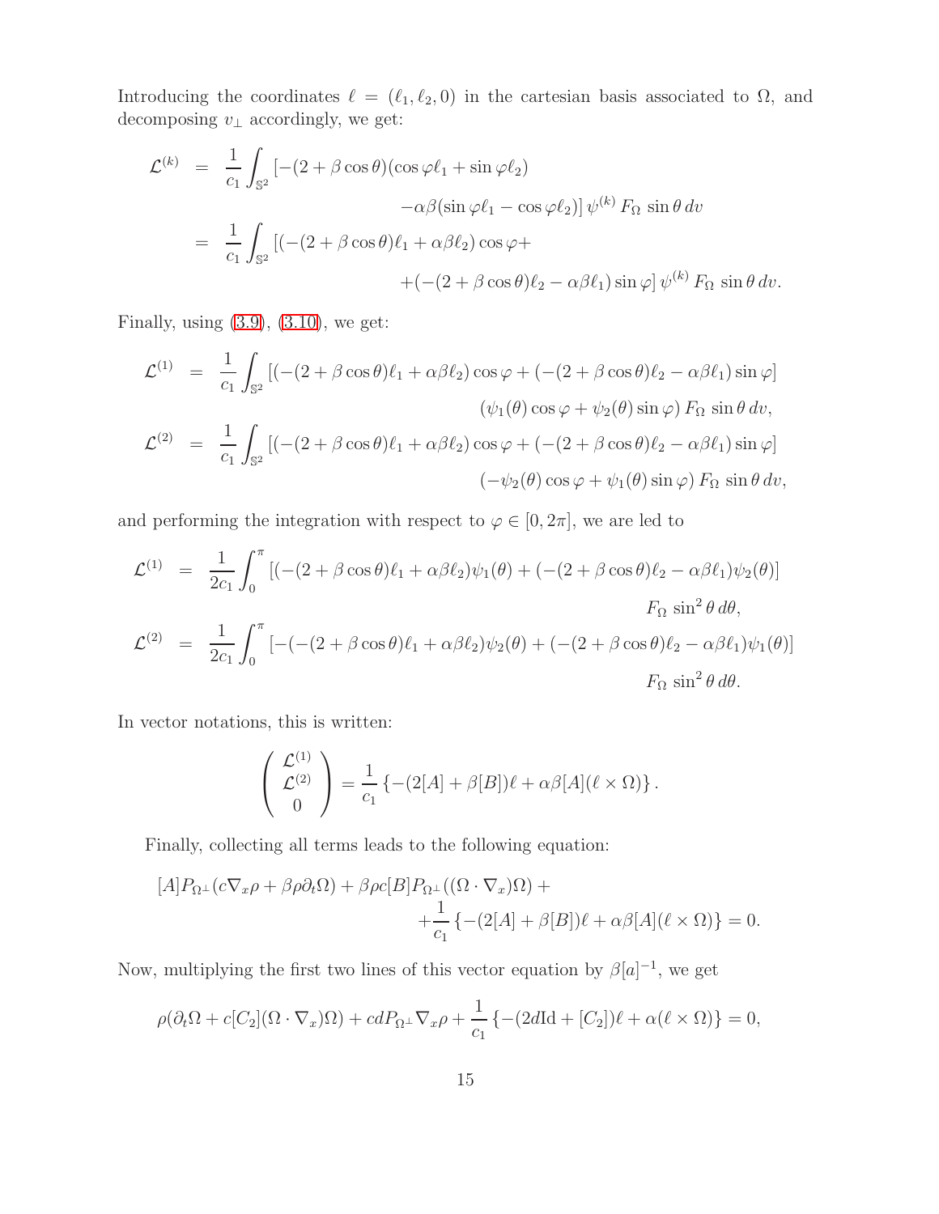Introducing the coordinates $\ell = (\ell_1, \ell_2, 0)$ in the cartesian basis associated to $\Omega$, and decomposing $v_\perp$ accordingly, we get:

$$
\begin{aligned}
\mathcal{L}^{(k)} &= \frac{1}{c_1} \int_{\mathbb{S}^2} [-(2+\beta\cos\theta)(\cos\varphi \ell_1 + \sin\varphi \ell_2) \\
&\qquad\qquad -\alpha\beta(\sin\varphi \ell_1 - \cos\varphi \ell_2)] \, \psi^{(k)} \, F_\Omega \, \sin\theta \, dv \\
&= \frac{1}{c_1} \int_{\mathbb{S}^2} [(-(2+\beta\cos\theta)\ell_1 + \alpha\beta\ell_2)\cos\varphi + \\
&\qquad\qquad +(-(2+\beta\cos\theta)\ell_2 - \alpha\beta\ell_1)\sin\varphi] \, \psi^{(k)} \, F_\Omega \, \sin\theta \, dv.
\end{aligned}
$$

Finally, using (3.9), (3.10), we get:

$$
\begin{aligned}
\mathcal{L}^{(1)} &= \frac{1}{c_1} \int_{\mathbb{S}^2} [(-(2+\beta\cos\theta)\ell_1 + \alpha\beta\ell_2)\cos\varphi + (-(2+\beta\cos\theta)\ell_2 - \alpha\beta\ell_1)\sin\varphi] \\
&\qquad\qquad (\psi_1(\theta)\cos\varphi + \psi_2(\theta)\sin\varphi) \, F_\Omega \, \sin\theta \, dv, \\
\mathcal{L}^{(2)} &= \frac{1}{c_1} \int_{\mathbb{S}^2} [(-(2+\beta\cos\theta)\ell_1 + \alpha\beta\ell_2)\cos\varphi + (-(2+\beta\cos\theta)\ell_2 - \alpha\beta\ell_1)\sin\varphi] \\
&\qquad\qquad (-\psi_2(\theta)\cos\varphi + \psi_1(\theta)\sin\varphi) \, F_\Omega \, \sin\theta \, dv,
\end{aligned}
$$

and performing the integration with respect to $\varphi \in [0, 2\pi]$, we are led to

$$
\begin{aligned}
\mathcal{L}^{(1)} &= \frac{1}{2c_1} \int_0^\pi [(-(2+\beta\cos\theta)\ell_1 + \alpha\beta\ell_2)\psi_1(\theta) + (-(2+\beta\cos\theta)\ell_2 - \alpha\beta\ell_1)\psi_2(\theta)] \\
&\qquad\qquad F_\Omega \, \sin^2\theta \, d\theta, \\
\mathcal{L}^{(2)} &= \frac{1}{2c_1} \int_0^\pi [-(-(2+\beta\cos\theta)\ell_1 + \alpha\beta\ell_2)\psi_2(\theta) + (-(2+\beta\cos\theta)\ell_2 - \alpha\beta\ell_1)\psi_1(\theta)] \\
&\qquad\qquad F_\Omega \, \sin^2\theta \, d\theta.
\end{aligned}
$$

In vector notations, this is written:

$$
\begin{pmatrix} \mathcal{L}^{(1)} \\ \mathcal{L}^{(2)} \\ 0 \end{pmatrix} = \frac{1}{c_1} \left\{ -(2[A] + \beta[B])\ell + \alpha\beta[A](\ell \times \Omega) \right\}.
$$

Finally, collecting all terms leads to the following equation:

$$
\begin{aligned}
&[A] P_{\Omega^\perp}(c\nabla_x \rho + \beta\rho\partial_t\Omega) + \beta\rho c[B] P_{\Omega^\perp}((\Omega \cdot \nabla_x)\Omega) + \\
&\qquad\qquad + \frac{1}{c_1} \left\{ -(2[A] + \beta[B])\ell + \alpha\beta[A](\ell \times \Omega) \right\} = 0.
\end{aligned}
$$

Now, multiplying the first two lines of this vector equation by $\beta[a]^{-1}$, we get

$$
\rho(\partial_t\Omega + c[C_2](\Omega \cdot \nabla_x)\Omega) + cdP_{\Omega^\perp}\nabla_x\rho + \frac{1}{c_1}\left\{ -(2d\mathrm{Id} + [C_2])\ell + \alpha(\ell \times \Omega) \right\} = 0,
$$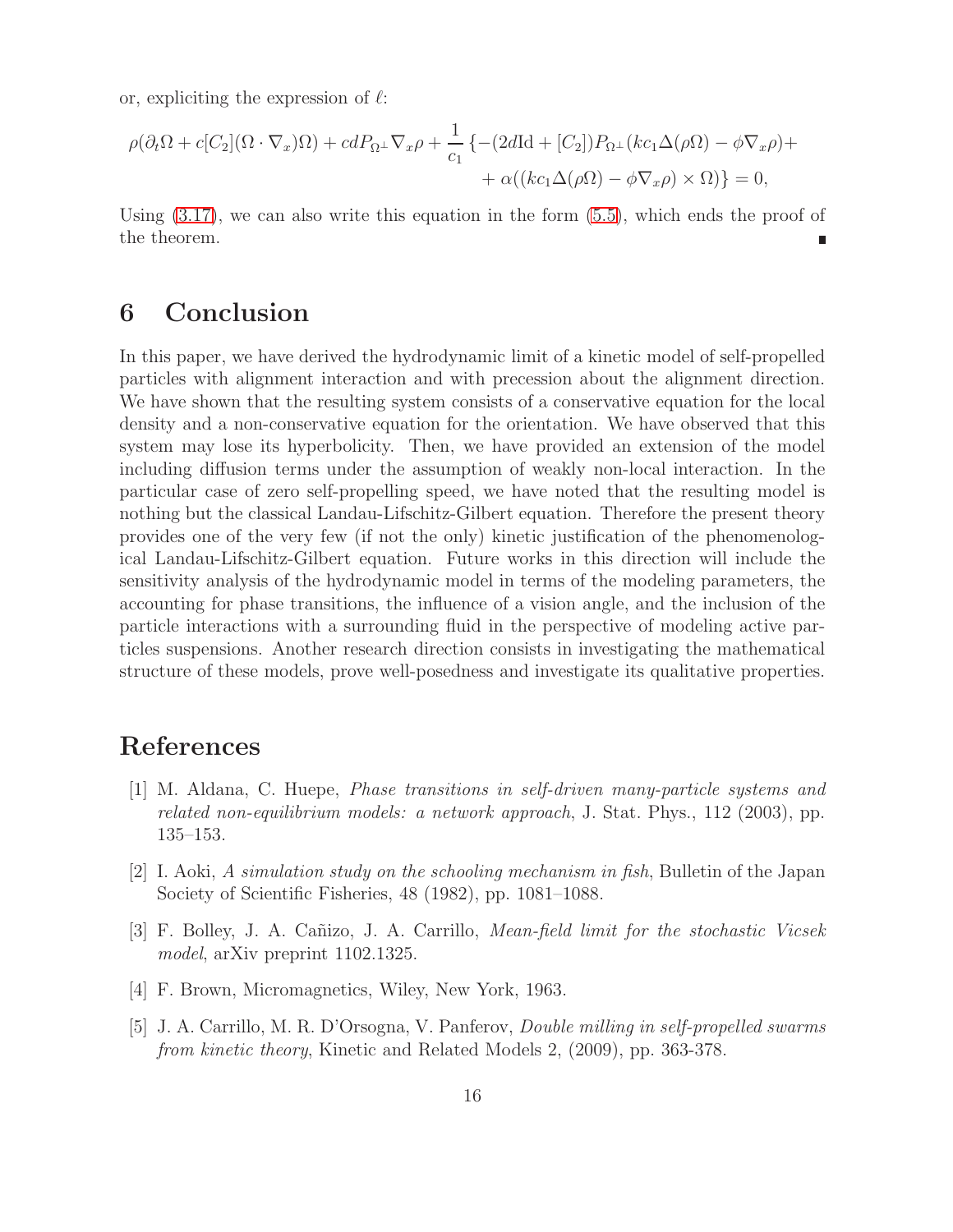or, expliciting the expression of $\ell$:

$$\rho(\partial_t \Omega + c[C_2](\Omega \cdot \nabla_x)\Omega) + cdP_{\Omega^\perp}\nabla_x \rho + \frac{1}{c_1}\{-(2d\mathrm{Id} + [C_2])P_{\Omega^\perp}(kc_1\Delta(\rho\Omega) - \phi\nabla_x\rho) + \\ + \alpha((kc_1\Delta(\rho\Omega) - \phi\nabla_x\rho) \times \Omega)\} = 0,$$

Using (3.17), we can also write this equation in the form (5.5), which ends the proof of the theorem. ∎

# 6 Conclusion

In this paper, we have derived the hydrodynamic limit of a kinetic model of self-propelled particles with alignment interaction and with precession about the alignment direction. We have shown that the resulting system consists of a conservative equation for the local density and a non-conservative equation for the orientation. We have observed that this system may lose its hyperbolicity. Then, we have provided an extension of the model including diffusion terms under the assumption of weakly non-local interaction. In the particular case of zero self-propelling speed, we have noted that the resulting model is nothing but the classical Landau-Lifschitz-Gilbert equation. Therefore the present theory provides one of the very few (if not the only) kinetic justification of the phenomenological Landau-Lifschitz-Gilbert equation. Future works in this direction will include the sensitivity analysis of the hydrodynamic model in terms of the modeling parameters, the accounting for phase transitions, the influence of a vision angle, and the inclusion of the particle interactions with a surrounding fluid in the perspective of modeling active particles suspensions. Another research direction consists in investigating the mathematical structure of these models, prove well-posedness and investigate its qualitative properties.

# References

[1] M. Aldana, C. Huepe, *Phase transitions in self-driven many-particle systems and related non-equilibrium models: a network approach*, J. Stat. Phys., 112 (2003), pp. 135–153.

[2] I. Aoki, *A simulation study on the schooling mechanism in fish*, Bulletin of the Japan Society of Scientific Fisheries, 48 (1982), pp. 1081–1088.

[3] F. Bolley, J. A. Cañizo, J. A. Carrillo, *Mean-field limit for the stochastic Vicsek model*, arXiv preprint 1102.1325.

[4] F. Brown, Micromagnetics, Wiley, New York, 1963.

[5] J. A. Carrillo, M. R. D'Orsogna, V. Panferov, *Double milling in self-propelled swarms from kinetic theory*, Kinetic and Related Models 2, (2009), pp. 363-378.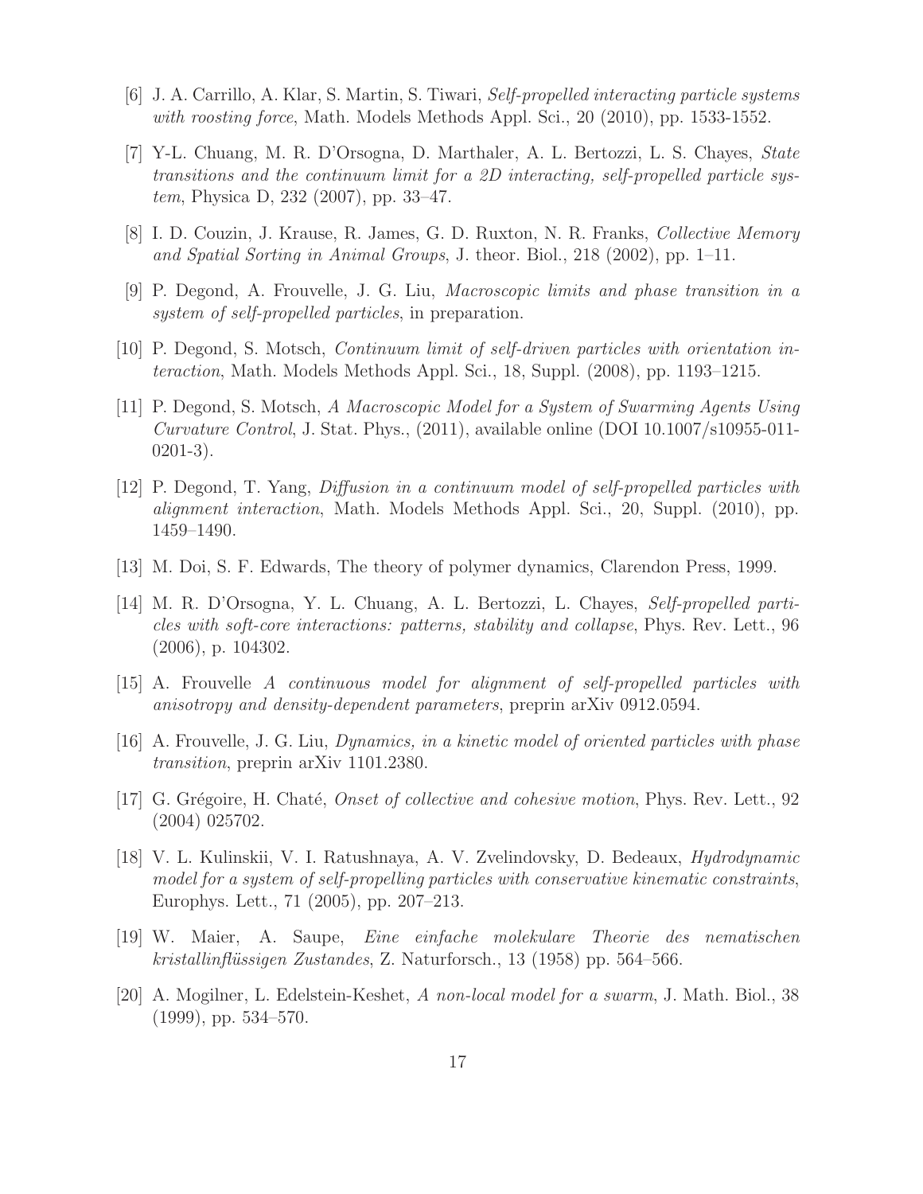[6] J. A. Carrillo, A. Klar, S. Martin, S. Tiwari, *Self-propelled interacting particle systems with roosting force*, Math. Models Methods Appl. Sci., 20 (2010), pp. 1533-1552.

[7] Y-L. Chuang, M. R. D'Orsogna, D. Marthaler, A. L. Bertozzi, L. S. Chayes, *State transitions and the continuum limit for a 2D interacting, self-propelled particle system*, Physica D, 232 (2007), pp. 33–47.

[8] I. D. Couzin, J. Krause, R. James, G. D. Ruxton, N. R. Franks, *Collective Memory and Spatial Sorting in Animal Groups*, J. theor. Biol., 218 (2002), pp. 1–11.

[9] P. Degond, A. Frouvelle, J. G. Liu, *Macroscopic limits and phase transition in a system of self-propelled particles*, in preparation.

[10] P. Degond, S. Motsch, *Continuum limit of self-driven particles with orientation interaction*, Math. Models Methods Appl. Sci., 18, Suppl. (2008), pp. 1193–1215.

[11] P. Degond, S. Motsch, *A Macroscopic Model for a System of Swarming Agents Using Curvature Control*, J. Stat. Phys., (2011), available online (DOI 10.1007/s10955-011-0201-3).

[12] P. Degond, T. Yang, *Diffusion in a continuum model of self-propelled particles with alignment interaction*, Math. Models Methods Appl. Sci., 20, Suppl. (2010), pp. 1459–1490.

[13] M. Doi, S. F. Edwards, The theory of polymer dynamics, Clarendon Press, 1999.

[14] M. R. D'Orsogna, Y. L. Chuang, A. L. Bertozzi, L. Chayes, *Self-propelled particles with soft-core interactions: patterns, stability and collapse*, Phys. Rev. Lett., 96 (2006), p. 104302.

[15] A. Frouvelle *A continuous model for alignment of self-propelled particles with anisotropy and density-dependent parameters*, preprin arXiv 0912.0594.

[16] A. Frouvelle, J. G. Liu, *Dynamics, in a kinetic model of oriented particles with phase transition*, preprin arXiv 1101.2380.

[17] G. Grégoire, H. Chaté, *Onset of collective and cohesive motion*, Phys. Rev. Lett., 92 (2004) 025702.

[18] V. L. Kulinskii, V. I. Ratushnaya, A. V. Zvelindovsky, D. Bedeaux, *Hydrodynamic model for a system of self-propelling particles with conservative kinematic constraints*, Europhys. Lett., 71 (2005), pp. 207–213.

[19] W. Maier, A. Saupe, *Eine einfache molekulare Theorie des nematischen kristallinflüssigen Zustandes*, Z. Naturforsch., 13 (1958) pp. 564–566.

[20] A. Mogilner, L. Edelstein-Keshet, *A non-local model for a swarm*, J. Math. Biol., 38 (1999), pp. 534–570.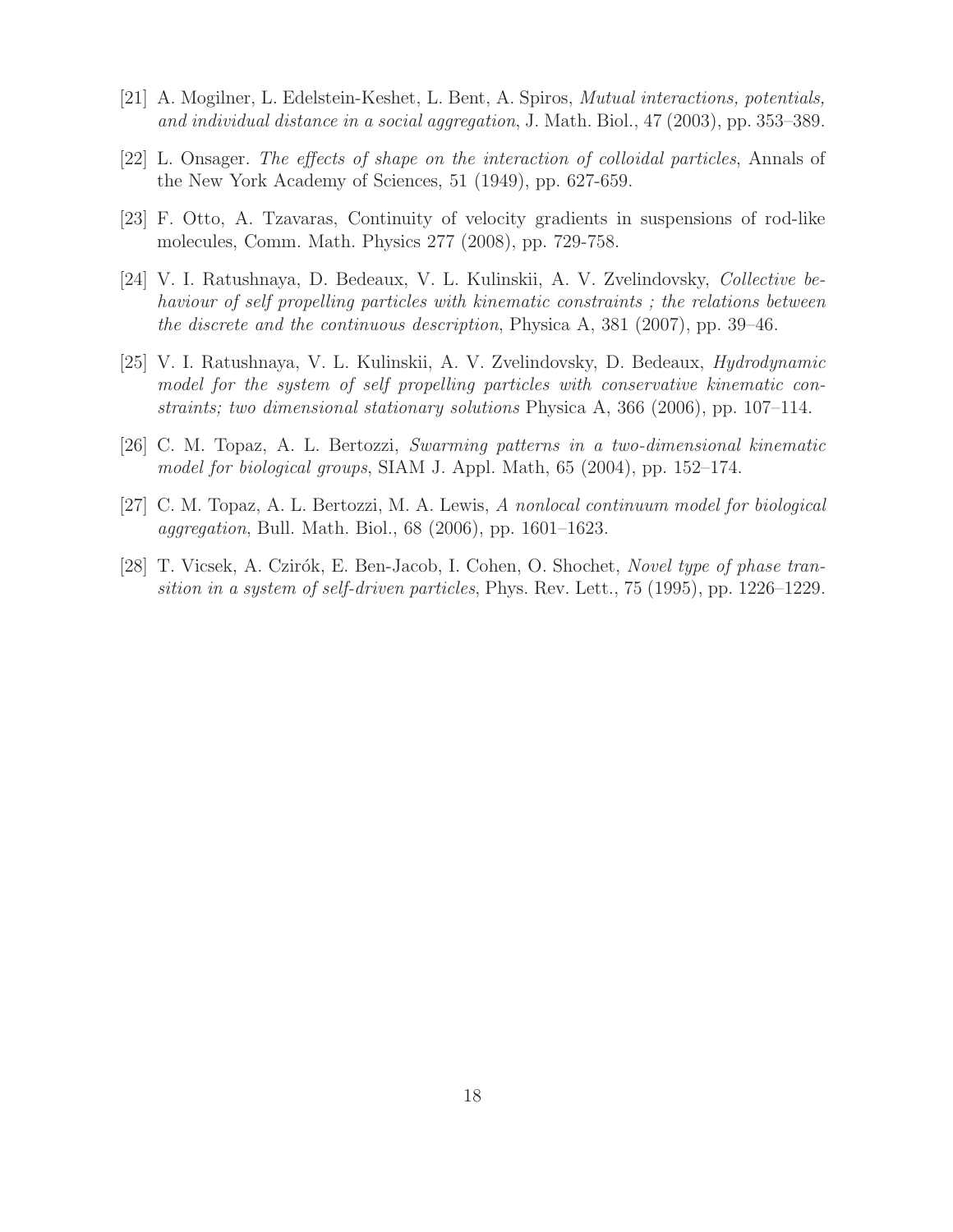[21] A. Mogilner, L. Edelstein-Keshet, L. Bent, A. Spiros, *Mutual interactions, potentials, and individual distance in a social aggregation*, J. Math. Biol., 47 (2003), pp. 353–389.

[22] L. Onsager. *The effects of shape on the interaction of colloidal particles*, Annals of the New York Academy of Sciences, 51 (1949), pp. 627-659.

[23] F. Otto, A. Tzavaras, Continuity of velocity gradients in suspensions of rod-like molecules, Comm. Math. Physics 277 (2008), pp. 729-758.

[24] V. I. Ratushnaya, D. Bedeaux, V. L. Kulinskii, A. V. Zvelindovsky, *Collective behaviour of self propelling particles with kinematic constraints ; the relations between the discrete and the continuous description*, Physica A, 381 (2007), pp. 39–46.

[25] V. I. Ratushnaya, V. L. Kulinskii, A. V. Zvelindovsky, D. Bedeaux, *Hydrodynamic model for the system of self propelling particles with conservative kinematic constraints; two dimensional stationary solutions* Physica A, 366 (2006), pp. 107–114.

[26] C. M. Topaz, A. L. Bertozzi, *Swarming patterns in a two-dimensional kinematic model for biological groups*, SIAM J. Appl. Math, 65 (2004), pp. 152–174.

[27] C. M. Topaz, A. L. Bertozzi, M. A. Lewis, *A nonlocal continuum model for biological aggregation*, Bull. Math. Biol., 68 (2006), pp. 1601–1623.

[28] T. Vicsek, A. Czirók, E. Ben-Jacob, I. Cohen, O. Shochet, *Novel type of phase transition in a system of self-driven particles*, Phys. Rev. Lett., 75 (1995), pp. 1226–1229.